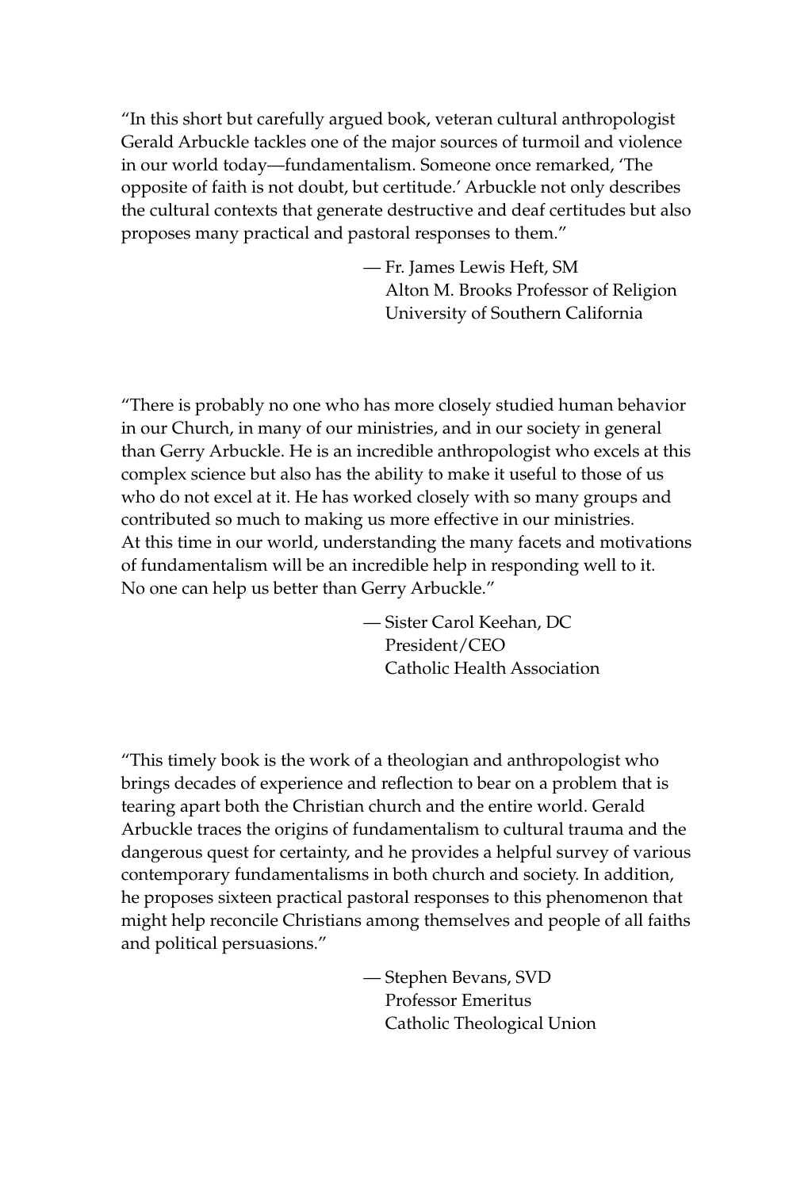"In this short but carefully argued book, veteran cultural anthropologist Gerald Arbuckle tackles one of the major sources of turmoil and violence in our world today—fundamentalism. Someone once remarked, 'The opposite of faith is not doubt, but certitude.' Arbuckle not only describes the cultural contexts that generate destructive and deaf certitudes but also proposes many practical and pastoral responses to them."

— Fr. James Lewis Heft, SM
Alton M. Brooks Professor of Religion
University of Southern California

"There is probably no one who has more closely studied human behavior in our Church, in many of our ministries, and in our society in general than Gerry Arbuckle. He is an incredible anthropologist who excels at this complex science but also has the ability to make it useful to those of us who do not excel at it. He has worked closely with so many groups and contributed so much to making us more effective in our ministries. At this time in our world, understanding the many facets and motivations of fundamentalism will be an incredible help in responding well to it. No one can help us better than Gerry Arbuckle."

— Sister Carol Keehan, DC
President/CEO
Catholic Health Association

"This timely book is the work of a theologian and anthropologist who brings decades of experience and reflection to bear on a problem that is tearing apart both the Christian church and the entire world. Gerald Arbuckle traces the origins of fundamentalism to cultural trauma and the dangerous quest for certainty, and he provides a helpful survey of various contemporary fundamentalisms in both church and society. In addition, he proposes sixteen practical pastoral responses to this phenomenon that might help reconcile Christians among themselves and people of all faiths and political persuasions."

— Stephen Bevans, SVD
Professor Emeritus
Catholic Theological Union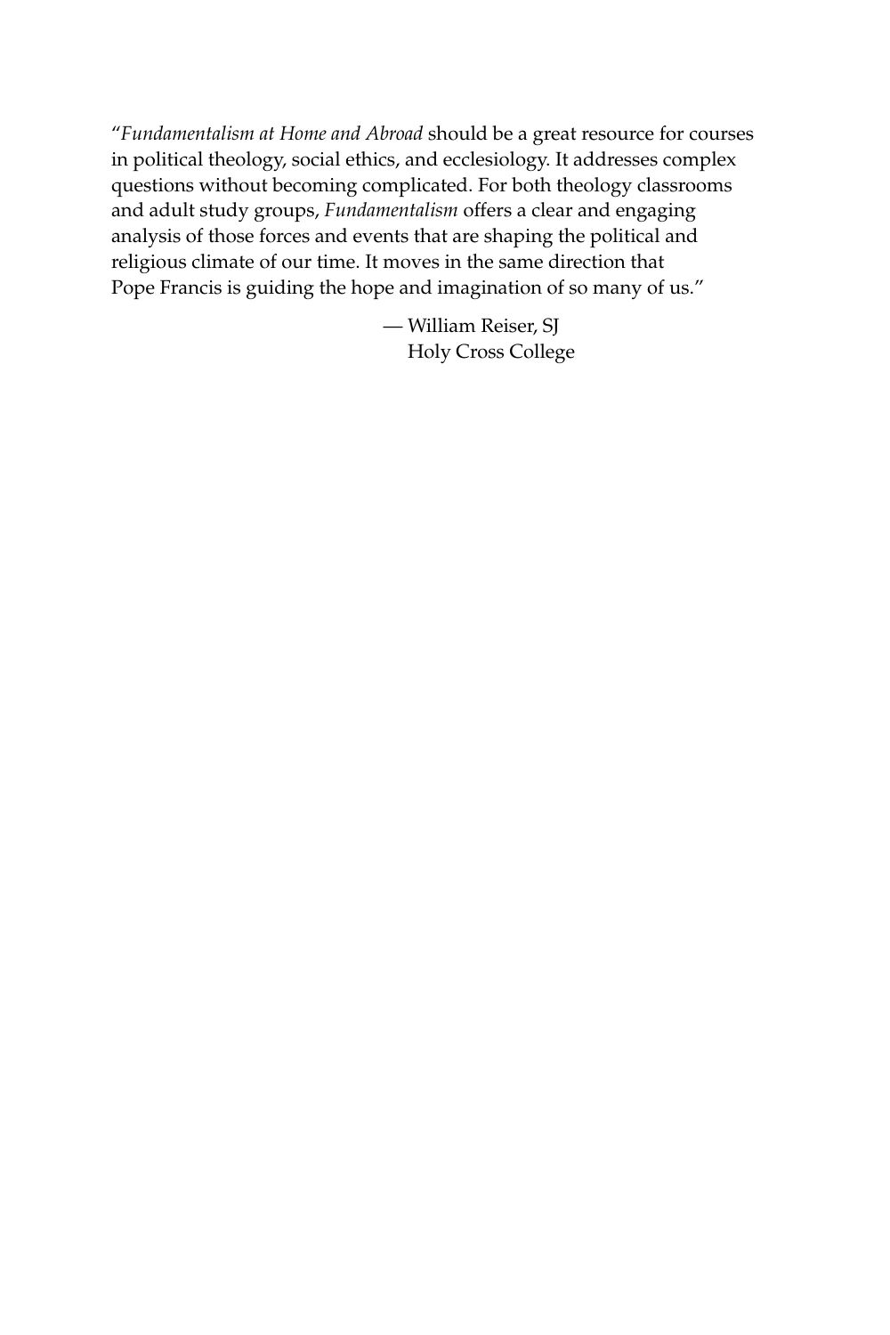"*Fundamentalism at Home and Abroad* should be a great resource for courses in political theology, social ethics, and ecclesiology. It addresses complex questions without becoming complicated. For both theology classrooms and adult study groups, *Fundamentalism* offers a clear and engaging analysis of those forces and events that are shaping the political and religious climate of our time. It moves in the same direction that Pope Francis is guiding the hope and imagination of so many of us."

— William Reiser, SJ
Holy Cross College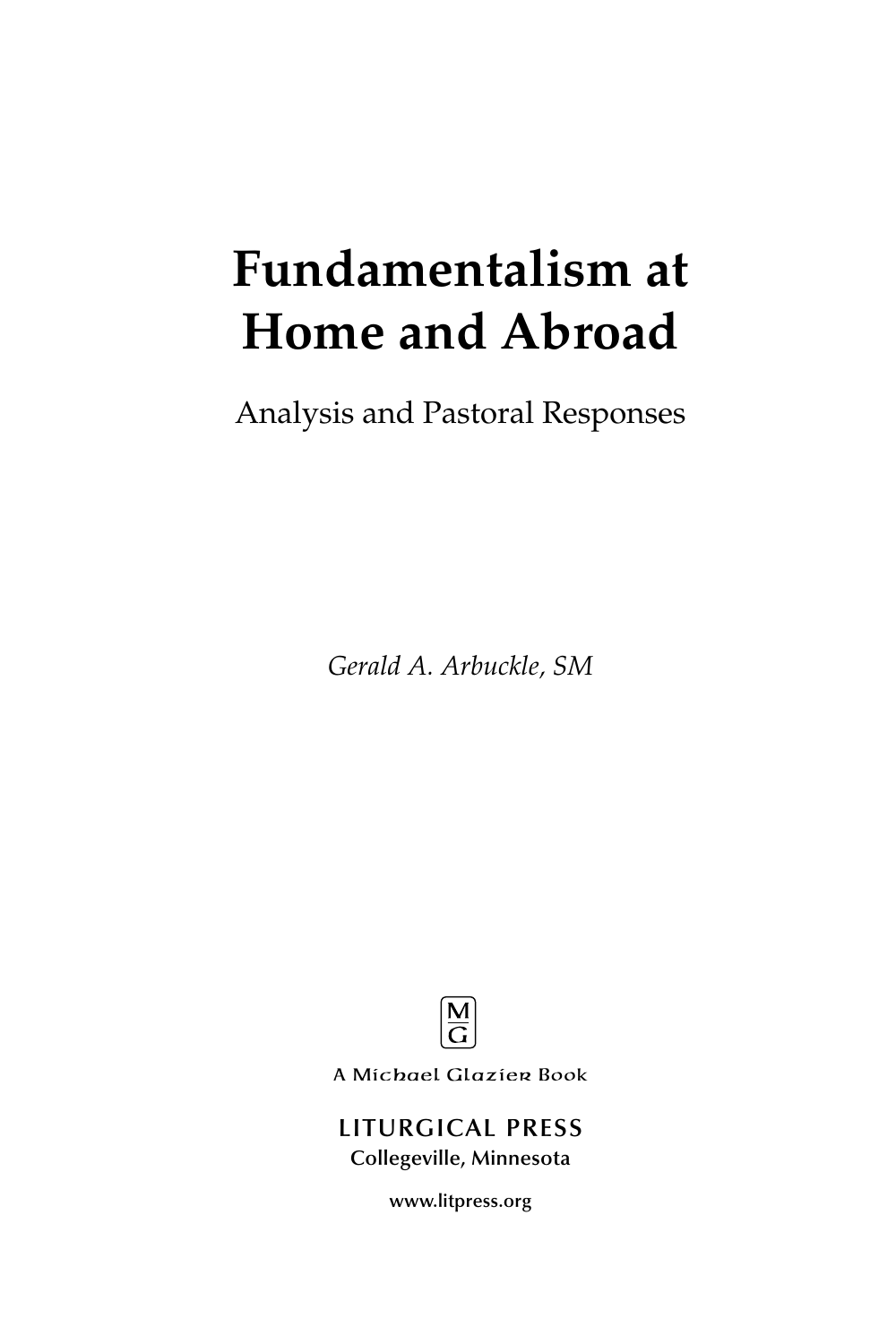# Fundamentalism at Home and Abroad

Analysis and Pastoral Responses

*Gerald A. Arbuckle, SM*

M
G

A Michael Glazier Book

LITURGICAL PRESS
Collegeville, Minnesota

www.litpress.org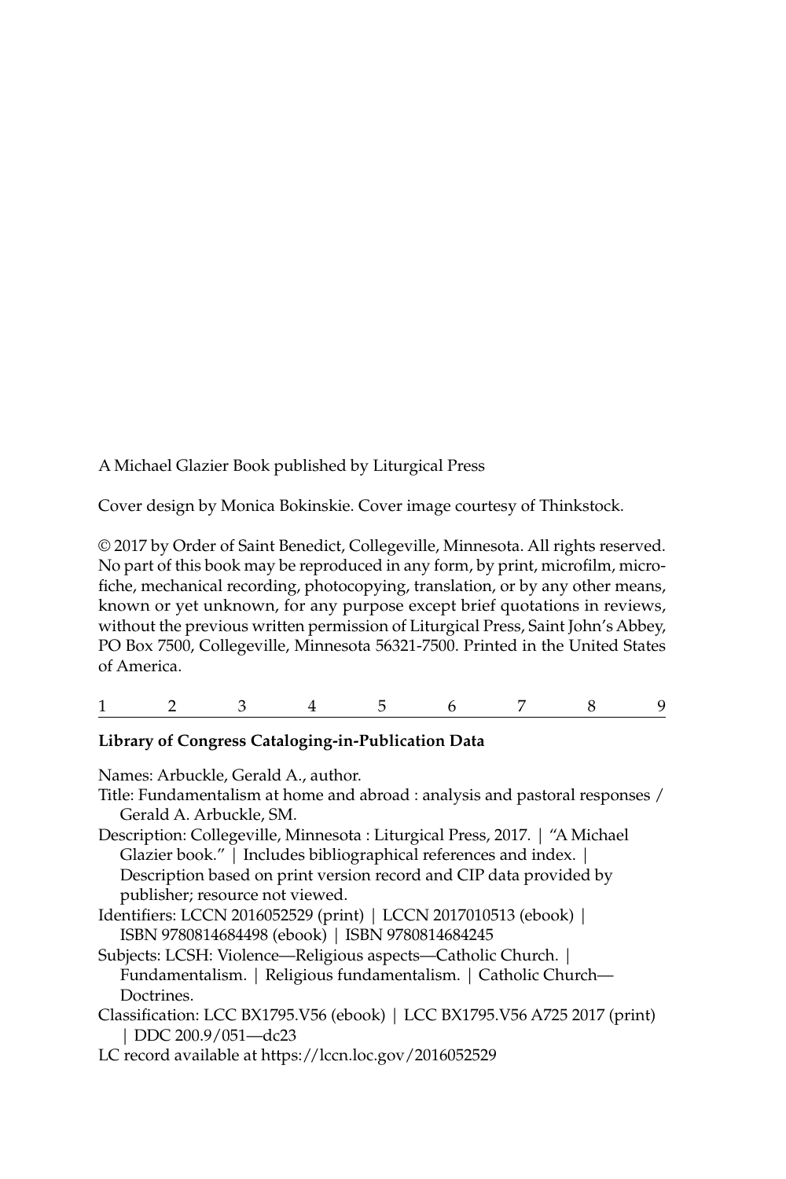A Michael Glazier Book published by Liturgical Press

Cover design by Monica Bokinskie. Cover image courtesy of Thinkstock.

© 2017 by Order of Saint Benedict, Collegeville, Minnesota. All rights reserved. No part of this book may be reproduced in any form, by print, microfilm, microfiche, mechanical recording, photocopying, translation, or by any other means, known or yet unknown, for any purpose except brief quotations in reviews, without the previous written permission of Liturgical Press, Saint John's Abbey, PO Box 7500, Collegeville, Minnesota 56321-7500. Printed in the United States of America.

1 2 3 4 5 6 7 8 9

**Library of Congress Cataloging-in-Publication Data**

Names: Arbuckle, Gerald A., author.
Title: Fundamentalism at home and abroad : analysis and pastoral responses / Gerald A. Arbuckle, SM.
Description: Collegeville, Minnesota : Liturgical Press, 2017. | "A Michael Glazier book." | Includes bibliographical references and index. | Description based on print version record and CIP data provided by publisher; resource not viewed.
Identifiers: LCCN 2016052529 (print) | LCCN 2017010513 (ebook) | ISBN 9780814684498 (ebook) | ISBN 9780814684245
Subjects: LCSH: Violence—Religious aspects—Catholic Church. | Fundamentalism. | Religious fundamentalism. | Catholic Church—Doctrines.
Classification: LCC BX1795.V56 (ebook) | LCC BX1795.V56 A725 2017 (print) | DDC 200.9/051—dc23
LC record available at https://lccn.loc.gov/2016052529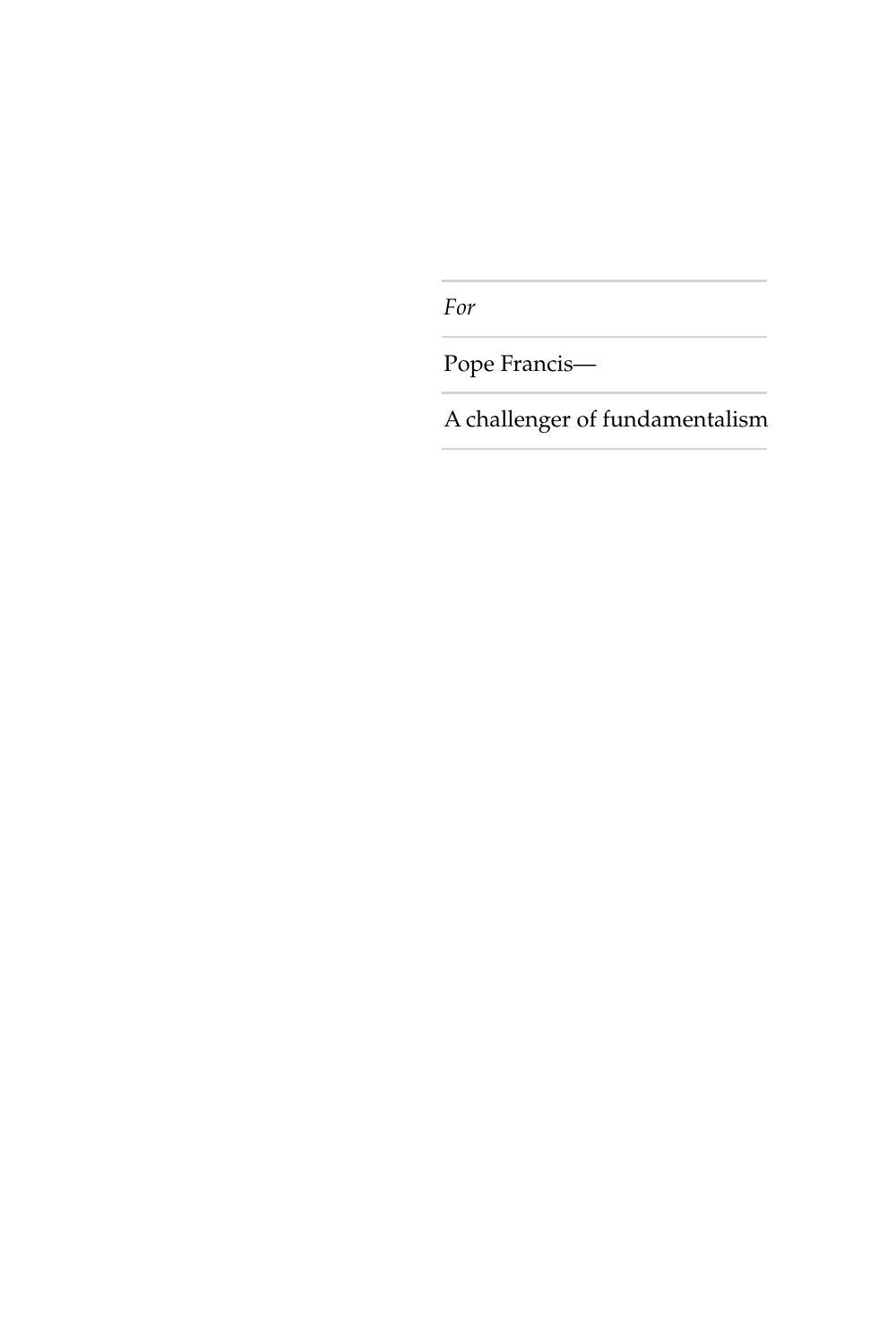*For*

Pope Francis—

A challenger of fundamentalism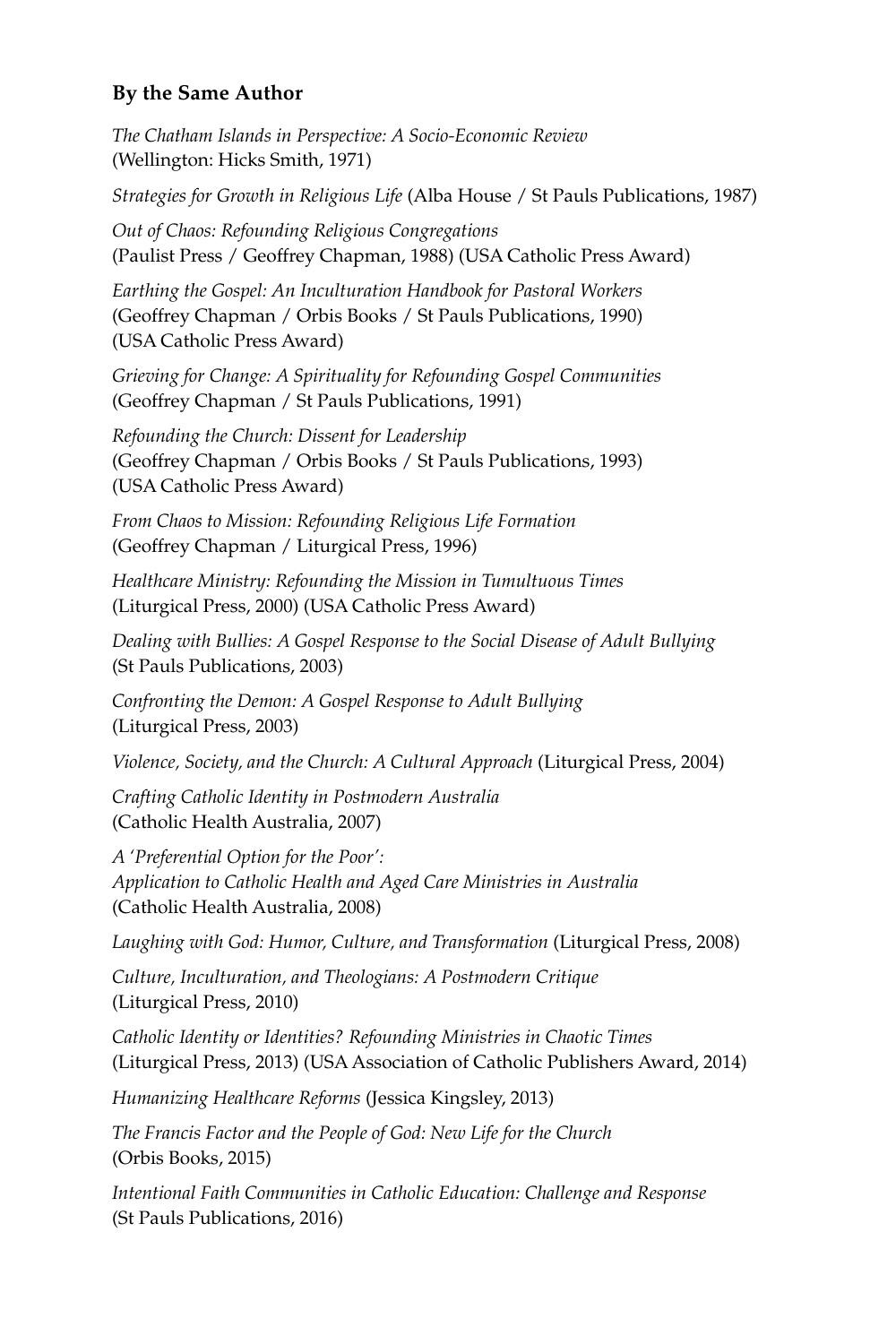**By the Same Author**

*The Chatham Islands in Perspective: A Socio-Economic Review*
(Wellington: Hicks Smith, 1971)

*Strategies for Growth in Religious Life* (Alba House / St Pauls Publications, 1987)

*Out of Chaos: Refounding Religious Congregations*
(Paulist Press / Geoffrey Chapman, 1988) (USA Catholic Press Award)

*Earthing the Gospel: An Inculturation Handbook for Pastoral Workers*
(Geoffrey Chapman / Orbis Books / St Pauls Publications, 1990)
(USA Catholic Press Award)

*Grieving for Change: A Spirituality for Refounding Gospel Communities*
(Geoffrey Chapman / St Pauls Publications, 1991)

*Refounding the Church: Dissent for Leadership*
(Geoffrey Chapman / Orbis Books / St Pauls Publications, 1993)
(USA Catholic Press Award)

*From Chaos to Mission: Refounding Religious Life Formation*
(Geoffrey Chapman / Liturgical Press, 1996)

*Healthcare Ministry: Refounding the Mission in Tumultuous Times*
(Liturgical Press, 2000) (USA Catholic Press Award)

*Dealing with Bullies: A Gospel Response to the Social Disease of Adult Bullying*
(St Pauls Publications, 2003)

*Confronting the Demon: A Gospel Response to Adult Bullying*
(Liturgical Press, 2003)

*Violence, Society, and the Church: A Cultural Approach* (Liturgical Press, 2004)

*Crafting Catholic Identity in Postmodern Australia*
(Catholic Health Australia, 2007)

*A 'Preferential Option for the Poor':*
*Application to Catholic Health and Aged Care Ministries in Australia*
(Catholic Health Australia, 2008)

*Laughing with God: Humor, Culture, and Transformation* (Liturgical Press, 2008)

*Culture, Inculturation, and Theologians: A Postmodern Critique*
(Liturgical Press, 2010)

*Catholic Identity or Identities? Refounding Ministries in Chaotic Times*
(Liturgical Press, 2013) (USA Association of Catholic Publishers Award, 2014)

*Humanizing Healthcare Reforms* (Jessica Kingsley, 2013)

*The Francis Factor and the People of God: New Life for the Church*
(Orbis Books, 2015)

*Intentional Faith Communities in Catholic Education: Challenge and Response*
(St Pauls Publications, 2016)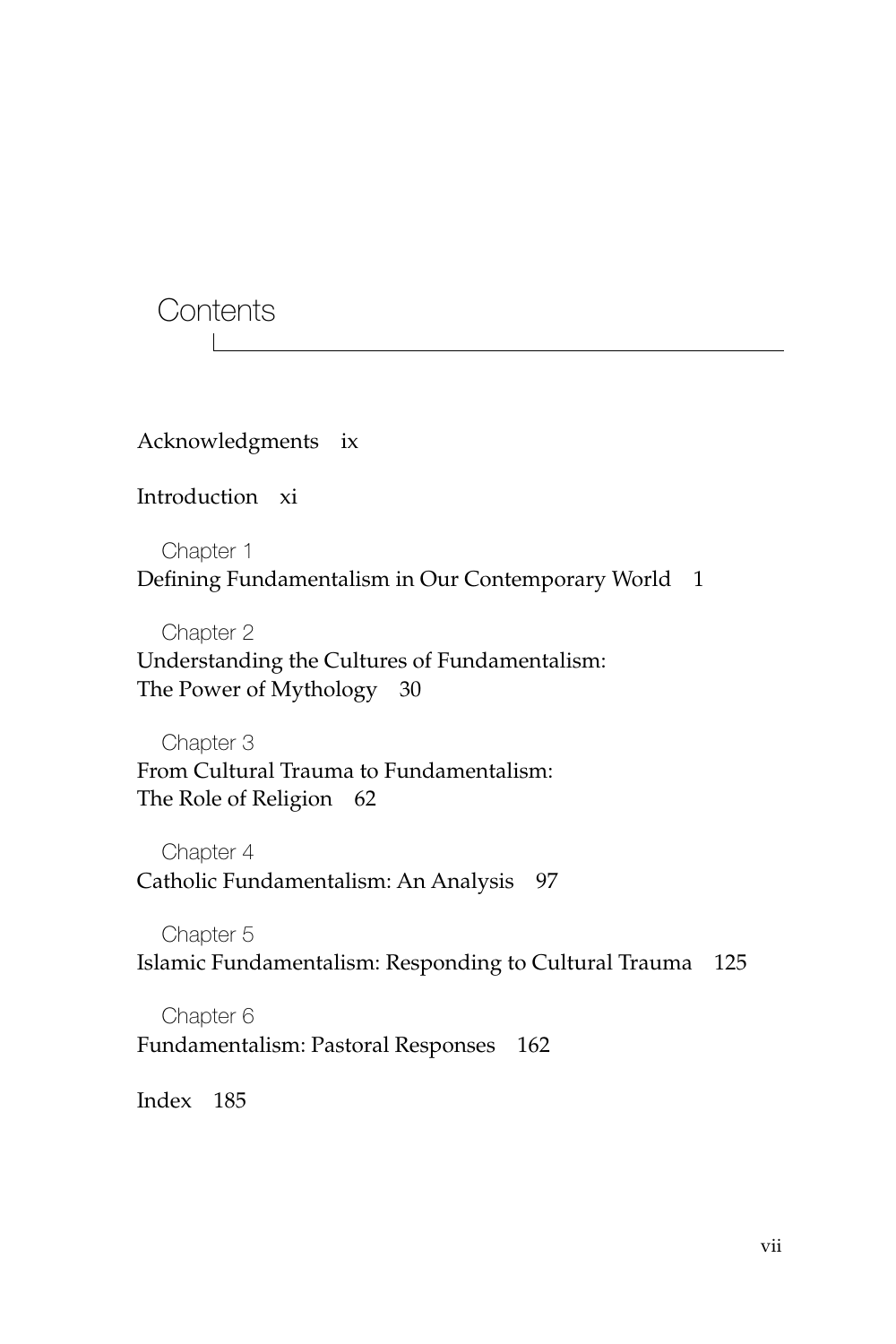# Contents

Acknowledgments ix

Introduction xi

Chapter 1
Defining Fundamentalism in Our Contemporary World 1

Chapter 2
Understanding the Cultures of Fundamentalism:
The Power of Mythology 30

Chapter 3
From Cultural Trauma to Fundamentalism:
The Role of Religion 62

Chapter 4
Catholic Fundamentalism: An Analysis 97

Chapter 5
Islamic Fundamentalism: Responding to Cultural Trauma 125

Chapter 6
Fundamentalism: Pastoral Responses 162

Index 185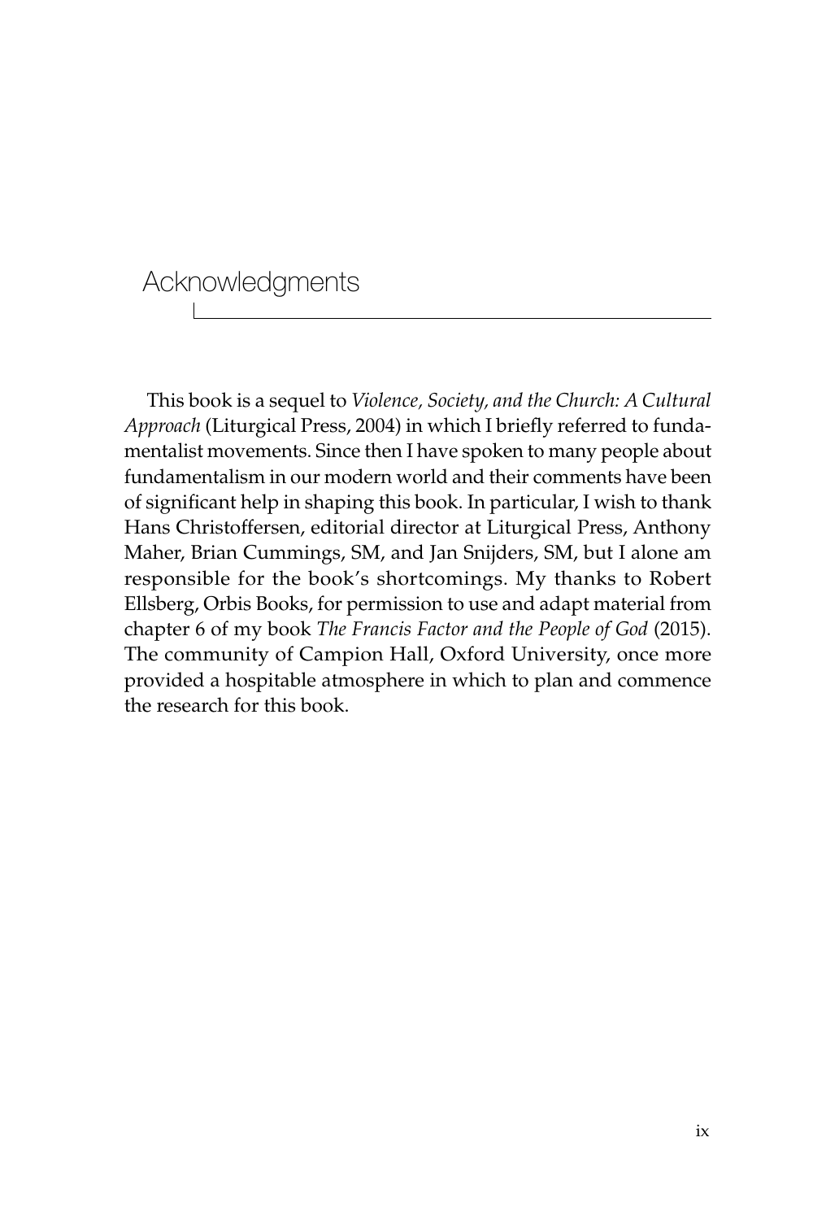# Acknowledgments

This book is a sequel to *Violence, Society, and the Church: A Cultural Approach* (Liturgical Press, 2004) in which I briefly referred to fundamentalist movements. Since then I have spoken to many people about fundamentalism in our modern world and their comments have been of significant help in shaping this book. In particular, I wish to thank Hans Christoffersen, editorial director at Liturgical Press, Anthony Maher, Brian Cummings, SM, and Jan Snijders, SM, but I alone am responsible for the book's shortcomings. My thanks to Robert Ellsberg, Orbis Books, for permission to use and adapt material from chapter 6 of my book *The Francis Factor and the People of God* (2015). The community of Campion Hall, Oxford University, once more provided a hospitable atmosphere in which to plan and commence the research for this book.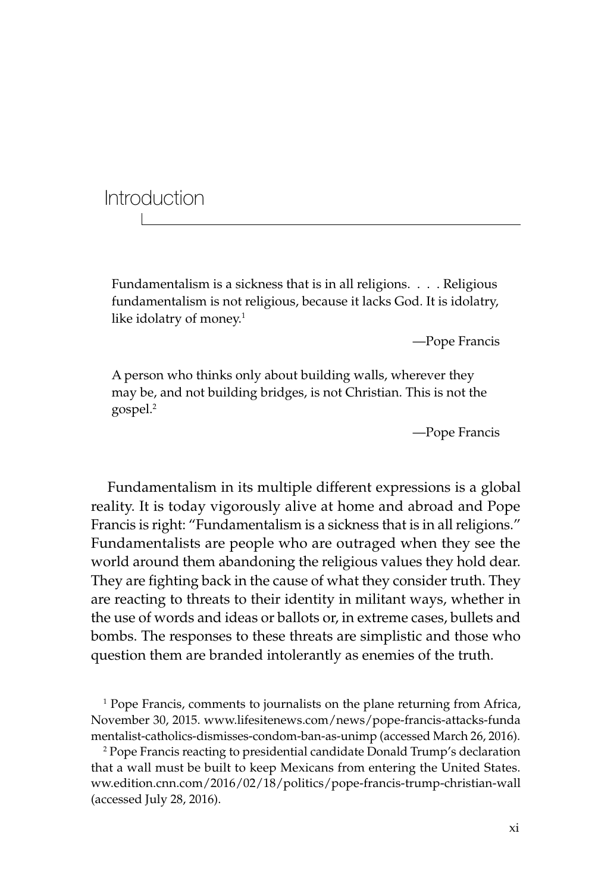# Introduction

> Fundamentalism is a sickness that is in all religions. . . . Religious fundamentalism is not religious, because it lacks God. It is idolatry, like idolatry of money.[1]
>
> —Pope Francis

> A person who thinks only about building walls, wherever they may be, and not building bridges, is not Christian. This is not the gospel.[2]
>
> —Pope Francis

Fundamentalism in its multiple different expressions is a global reality. It is today vigorously alive at home and abroad and Pope Francis is right: "Fundamentalism is a sickness that is in all religions." Fundamentalists are people who are outraged when they see the world around them abandoning the religious values they hold dear. They are fighting back in the cause of what they consider truth. They are reacting to threats to their identity in militant ways, whether in the use of words and ideas or ballots or, in extreme cases, bullets and bombs. The responses to these threats are simplistic and those who question them are branded intolerantly as enemies of the truth.

[1] Pope Francis, comments to journalists on the plane returning from Africa, November 30, 2015. www.lifesitenews.com/news/pope-francis-attacks-fundamentalist-catholics-dismisses-condom-ban-as-unimp (accessed March 26, 2016).

[2] Pope Francis reacting to presidential candidate Donald Trump's declaration that a wall must be built to keep Mexicans from entering the United States. ww.edition.cnn.com/2016/02/18/politics/pope-francis-trump-christian-wall (accessed July 28, 2016).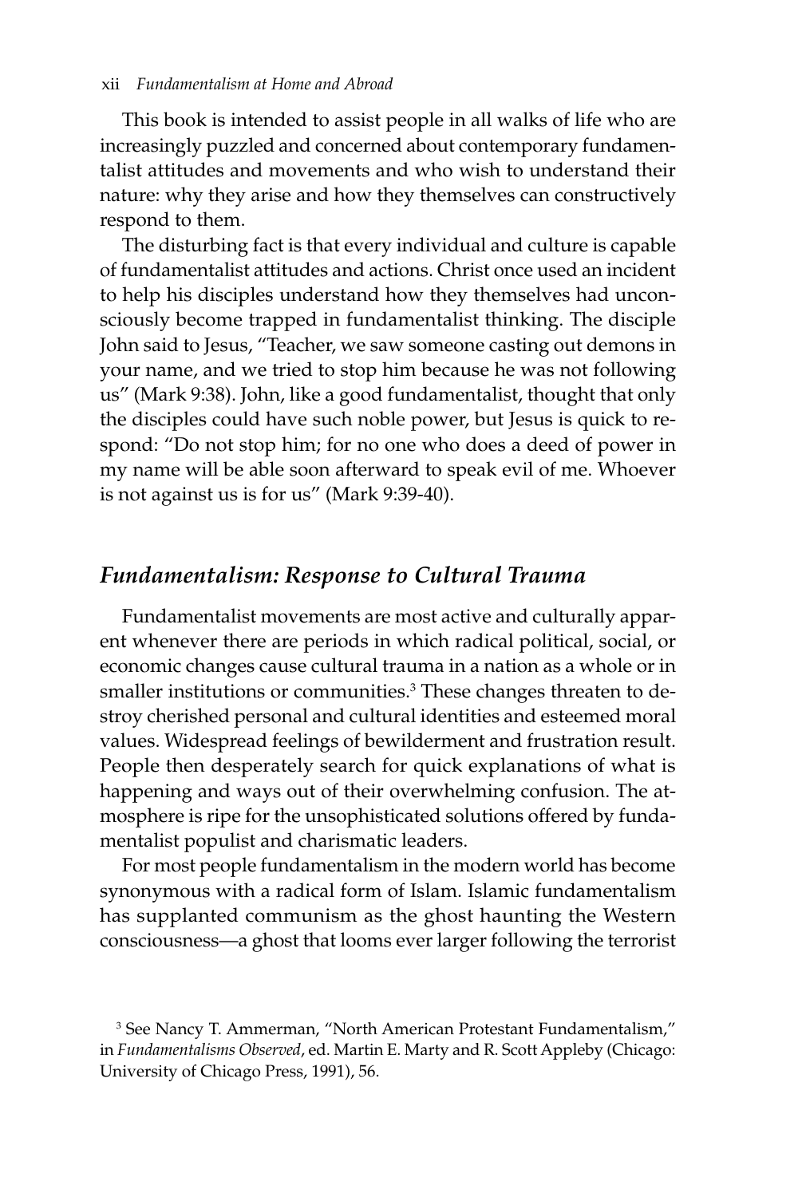This book is intended to assist people in all walks of life who are increasingly puzzled and concerned about contemporary fundamentalist attitudes and movements and who wish to understand their nature: why they arise and how they themselves can constructively respond to them.

The disturbing fact is that every individual and culture is capable of fundamentalist attitudes and actions. Christ once used an incident to help his disciples understand how they themselves had unconsciously become trapped in fundamentalist thinking. The disciple John said to Jesus, "Teacher, we saw someone casting out demons in your name, and we tried to stop him because he was not following us" (Mark 9:38). John, like a good fundamentalist, thought that only the disciples could have such noble power, but Jesus is quick to respond: "Do not stop him; for no one who does a deed of power in my name will be able soon afterward to speak evil of me. Whoever is not against us is for us" (Mark 9:39-40).

## *Fundamentalism: Response to Cultural Trauma*

Fundamentalist movements are most active and culturally apparent whenever there are periods in which radical political, social, or economic changes cause cultural trauma in a nation as a whole or in smaller institutions or communities.[3] These changes threaten to destroy cherished personal and cultural identities and esteemed moral values. Widespread feelings of bewilderment and frustration result. People then desperately search for quick explanations of what is happening and ways out of their overwhelming confusion. The atmosphere is ripe for the unsophisticated solutions offered by fundamentalist populist and charismatic leaders.

For most people fundamentalism in the modern world has become synonymous with a radical form of Islam. Islamic fundamentalism has supplanted communism as the ghost haunting the Western consciousness—a ghost that looms ever larger following the terrorist

[3] See Nancy T. Ammerman, "North American Protestant Fundamentalism," in *Fundamentalisms Observed*, ed. Martin E. Marty and R. Scott Appleby (Chicago: University of Chicago Press, 1991), 56.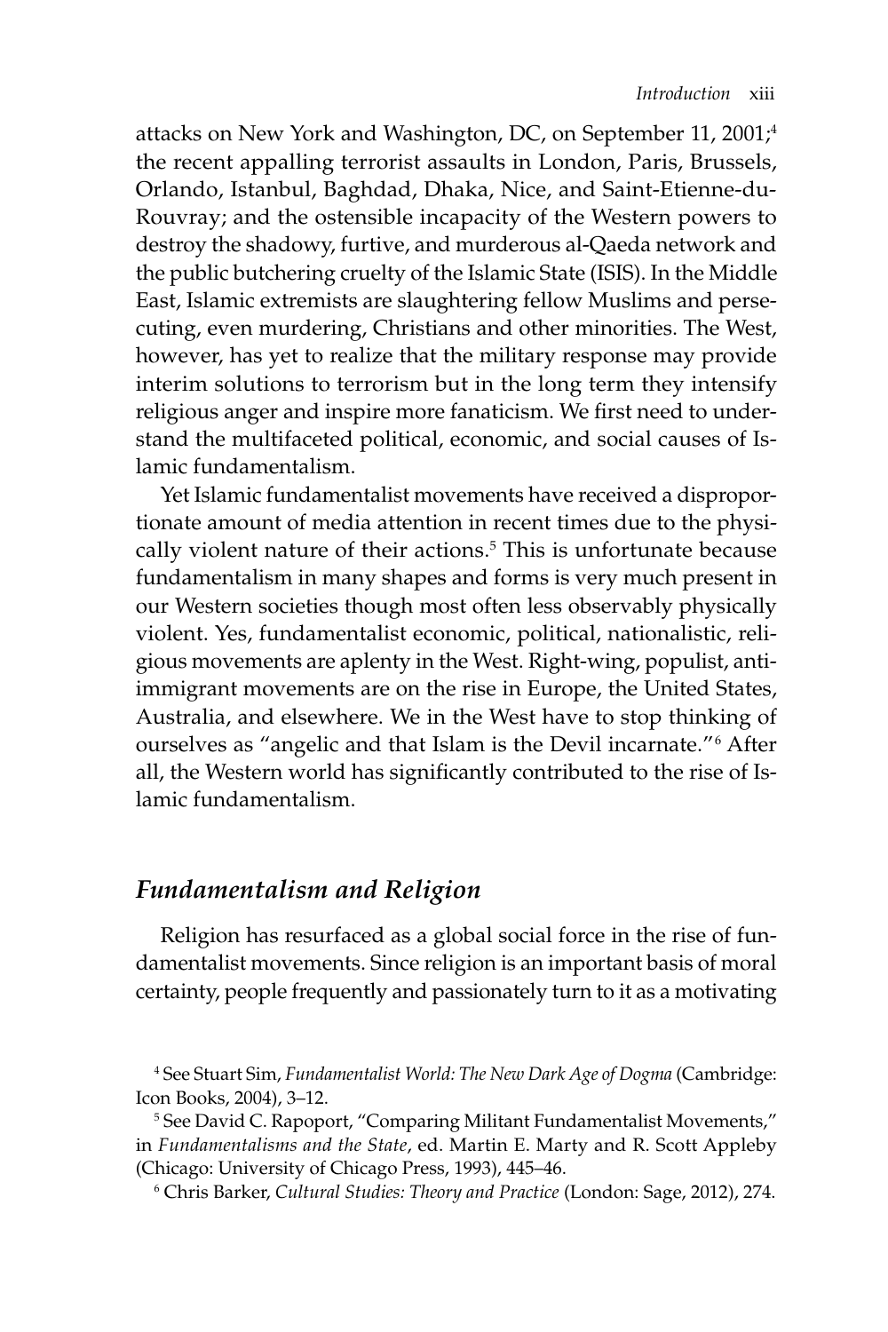attacks on New York and Washington, DC, on September 11, 2001;[4] the recent appalling terrorist assaults in London, Paris, Brussels, Orlando, Istanbul, Baghdad, Dhaka, Nice, and Saint-Etienne-du-Rouvray; and the ostensible incapacity of the Western powers to destroy the shadowy, furtive, and murderous al-Qaeda network and the public butchering cruelty of the Islamic State (ISIS). In the Middle East, Islamic extremists are slaughtering fellow Muslims and persecuting, even murdering, Christians and other minorities. The West, however, has yet to realize that the military response may provide interim solutions to terrorism but in the long term they intensify religious anger and inspire more fanaticism. We first need to understand the multifaceted political, economic, and social causes of Islamic fundamentalism.

Yet Islamic fundamentalist movements have received a disproportionate amount of media attention in recent times due to the physically violent nature of their actions.[5] This is unfortunate because fundamentalism in many shapes and forms is very much present in our Western societies though most often less observably physically violent. Yes, fundamentalist economic, political, nationalistic, religious movements are aplenty in the West. Right-wing, populist, anti-immigrant movements are on the rise in Europe, the United States, Australia, and elsewhere. We in the West have to stop thinking of ourselves as "angelic and that Islam is the Devil incarnate."[6] After all, the Western world has significantly contributed to the rise of Islamic fundamentalism.

## *Fundamentalism and Religion*

Religion has resurfaced as a global social force in the rise of fundamentalist movements. Since religion is an important basis of moral certainty, people frequently and passionately turn to it as a motivating

[4] See Stuart Sim, *Fundamentalist World: The New Dark Age of Dogma* (Cambridge: Icon Books, 2004), 3–12.

[5] See David C. Rapoport, "Comparing Militant Fundamentalist Movements," in *Fundamentalisms and the State*, ed. Martin E. Marty and R. Scott Appleby (Chicago: University of Chicago Press, 1993), 445–46.

[6] Chris Barker, *Cultural Studies: Theory and Practice* (London: Sage, 2012), 274.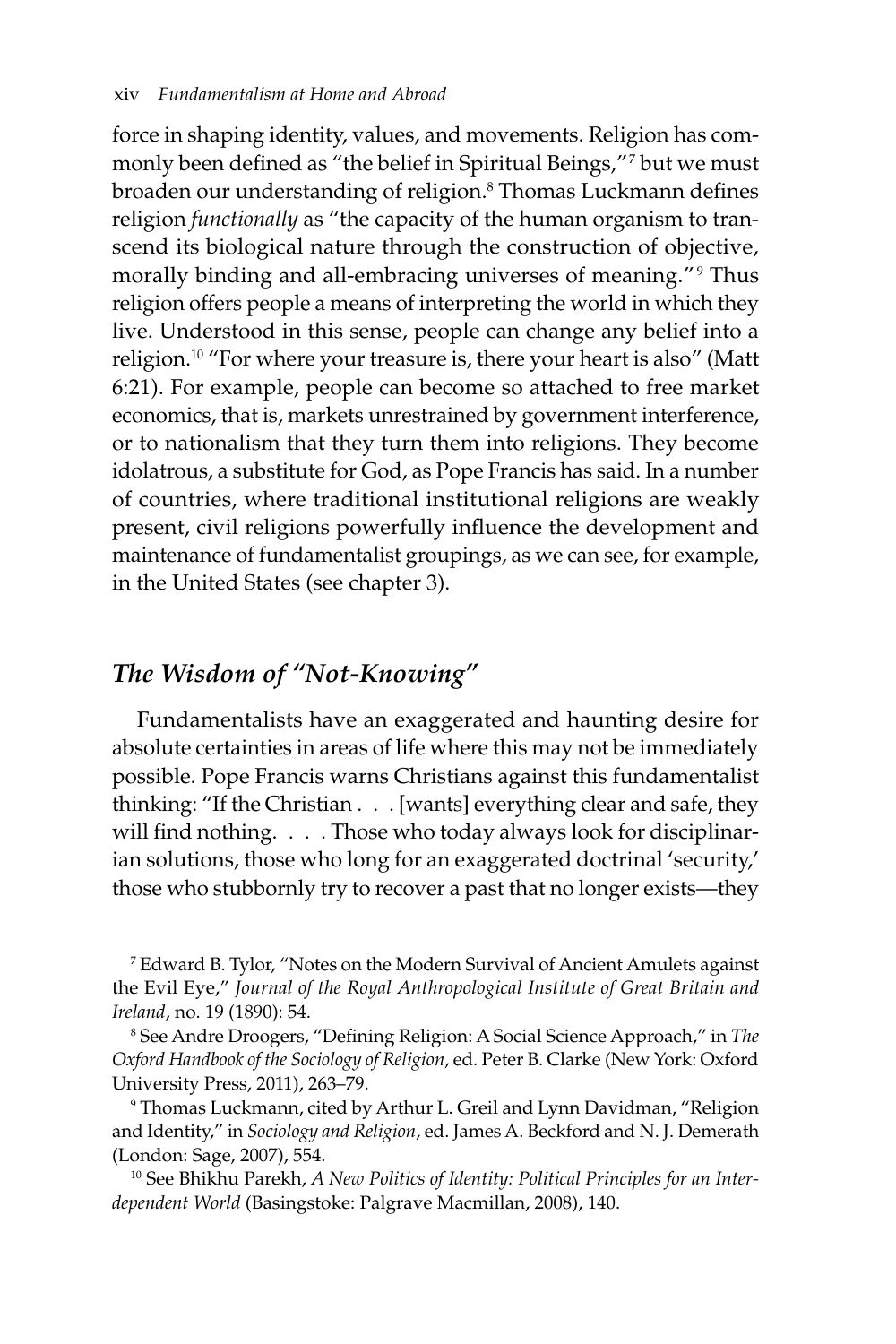force in shaping identity, values, and movements. Religion has commonly been defined as "the belief in Spiritual Beings,"[7] but we must broaden our understanding of religion.[8] Thomas Luckmann defines religion *functionally* as "the capacity of the human organism to transcend its biological nature through the construction of objective, morally binding and all-embracing universes of meaning."[9] Thus religion offers people a means of interpreting the world in which they live. Understood in this sense, people can change any belief into a religion.[10] "For where your treasure is, there your heart is also" (Matt 6:21). For example, people can become so attached to free market economics, that is, markets unrestrained by government interference, or to nationalism that they turn them into religions. They become idolatrous, a substitute for God, as Pope Francis has said. In a number of countries, where traditional institutional religions are weakly present, civil religions powerfully influence the development and maintenance of fundamentalist groupings, as we can see, for example, in the United States (see chapter 3).

## *The Wisdom of "Not-Knowing"*

Fundamentalists have an exaggerated and haunting desire for absolute certainties in areas of life where this may not be immediately possible. Pope Francis warns Christians against this fundamentalist thinking: "If the Christian . . . [wants] everything clear and safe, they will find nothing. . . . Those who today always look for disciplinarian solutions, those who long for an exaggerated doctrinal 'security,' those who stubbornly try to recover a past that no longer exists—they

[7] Edward B. Tylor, "Notes on the Modern Survival of Ancient Amulets against the Evil Eye," *Journal of the Royal Anthropological Institute of Great Britain and Ireland*, no. 19 (1890): 54.

[8] See Andre Droogers, "Defining Religion: A Social Science Approach," in *The Oxford Handbook of the Sociology of Religion*, ed. Peter B. Clarke (New York: Oxford University Press, 2011), 263–79.

[9] Thomas Luckmann, cited by Arthur L. Greil and Lynn Davidman, "Religion and Identity," in *Sociology and Religion*, ed. James A. Beckford and N. J. Demerath (London: Sage, 2007), 554.

[10] See Bhikhu Parekh, *A New Politics of Identity: Political Principles for an Interdependent World* (Basingstoke: Palgrave Macmillan, 2008), 140.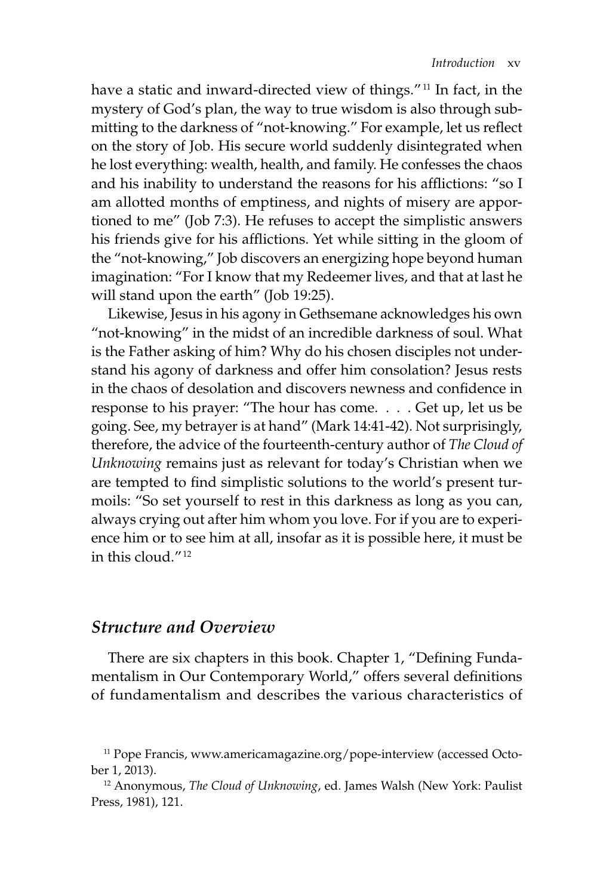have a static and inward-directed view of things."[11] In fact, in the mystery of God's plan, the way to true wisdom is also through submitting to the darkness of "not-knowing." For example, let us reflect on the story of Job. His secure world suddenly disintegrated when he lost everything: wealth, health, and family. He confesses the chaos and his inability to understand the reasons for his afflictions: "so I am allotted months of emptiness, and nights of misery are apportioned to me" (Job 7:3). He refuses to accept the simplistic answers his friends give for his afflictions. Yet while sitting in the gloom of the "not-knowing," Job discovers an energizing hope beyond human imagination: "For I know that my Redeemer lives, and that at last he will stand upon the earth" (Job 19:25).

Likewise, Jesus in his agony in Gethsemane acknowledges his own "not-knowing" in the midst of an incredible darkness of soul. What is the Father asking of him? Why do his chosen disciples not understand his agony of darkness and offer him consolation? Jesus rests in the chaos of desolation and discovers newness and confidence in response to his prayer: "The hour has come. . . . Get up, let us be going. See, my betrayer is at hand" (Mark 14:41-42). Not surprisingly, therefore, the advice of the fourteenth-century author of *The Cloud of Unknowing* remains just as relevant for today's Christian when we are tempted to find simplistic solutions to the world's present turmoils: "So set yourself to rest in this darkness as long as you can, always crying out after him whom you love. For if you are to experience him or to see him at all, insofar as it is possible here, it must be in this cloud."[12]

## *Structure and Overview*

There are six chapters in this book. Chapter 1, "Defining Fundamentalism in Our Contemporary World," offers several definitions of fundamentalism and describes the various characteristics of

[11] Pope Francis, www.americamagazine.org/pope-interview (accessed October 1, 2013).

[12] Anonymous, *The Cloud of Unknowing*, ed. James Walsh (New York: Paulist Press, 1981), 121.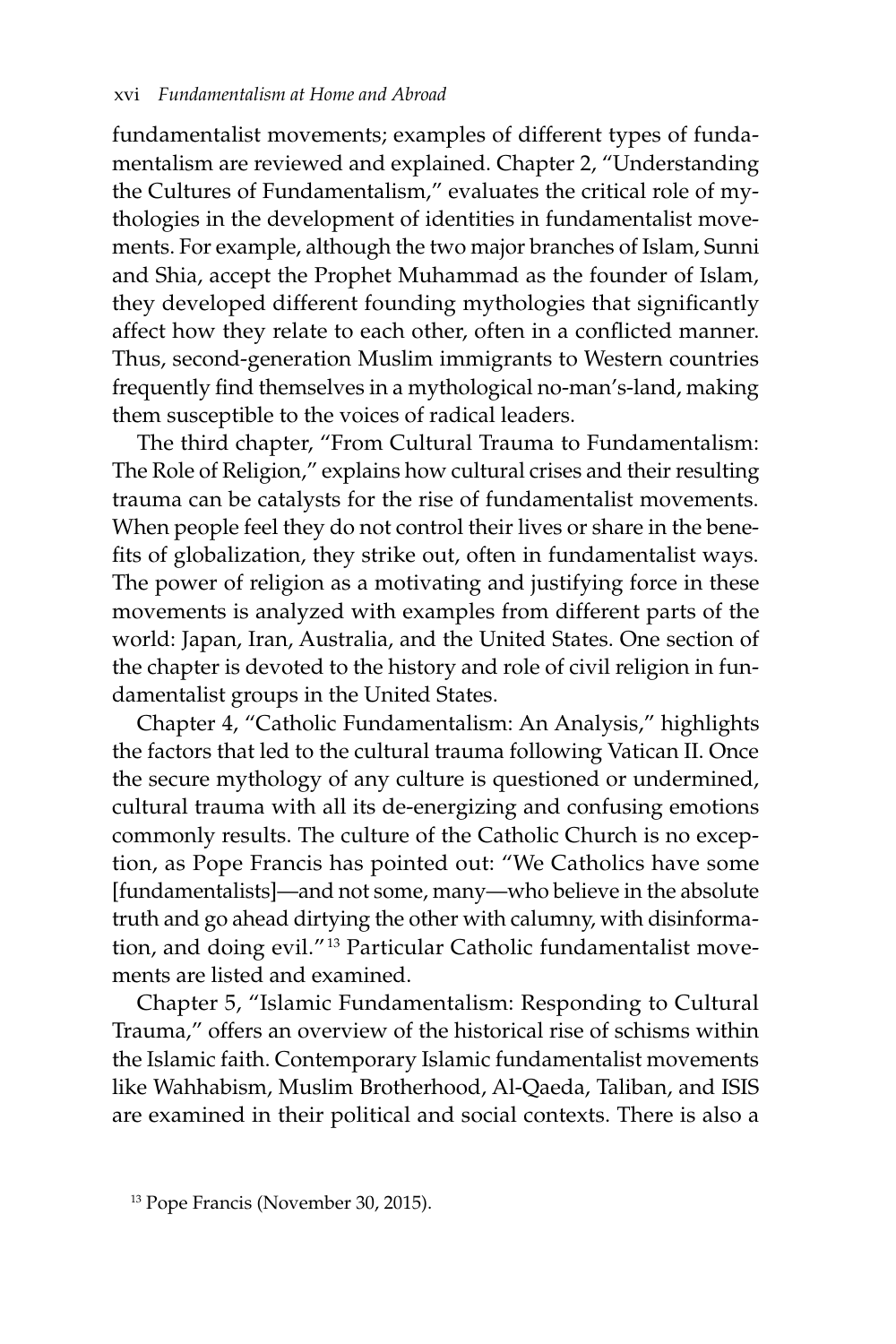fundamentalist movements; examples of different types of fundamentalism are reviewed and explained. Chapter 2, "Understanding the Cultures of Fundamentalism," evaluates the critical role of mythologies in the development of identities in fundamentalist movements. For example, although the two major branches of Islam, Sunni and Shia, accept the Prophet Muhammad as the founder of Islam, they developed different founding mythologies that significantly affect how they relate to each other, often in a conflicted manner. Thus, second-generation Muslim immigrants to Western countries frequently find themselves in a mythological no-man's-land, making them susceptible to the voices of radical leaders.

The third chapter, "From Cultural Trauma to Fundamentalism: The Role of Religion," explains how cultural crises and their resulting trauma can be catalysts for the rise of fundamentalist movements. When people feel they do not control their lives or share in the benefits of globalization, they strike out, often in fundamentalist ways. The power of religion as a motivating and justifying force in these movements is analyzed with examples from different parts of the world: Japan, Iran, Australia, and the United States. One section of the chapter is devoted to the history and role of civil religion in fundamentalist groups in the United States.

Chapter 4, "Catholic Fundamentalism: An Analysis," highlights the factors that led to the cultural trauma following Vatican II. Once the secure mythology of any culture is questioned or undermined, cultural trauma with all its de-energizing and confusing emotions commonly results. The culture of the Catholic Church is no exception, as Pope Francis has pointed out: "We Catholics have some [fundamentalists]—and not some, many—who believe in the absolute truth and go ahead dirtying the other with calumny, with disinformation, and doing evil."[13] Particular Catholic fundamentalist movements are listed and examined.

Chapter 5, "Islamic Fundamentalism: Responding to Cultural Trauma," offers an overview of the historical rise of schisms within the Islamic faith. Contemporary Islamic fundamentalist movements like Wahhabism, Muslim Brotherhood, Al-Qaeda, Taliban, and ISIS are examined in their political and social contexts. There is also a

[13] Pope Francis (November 30, 2015).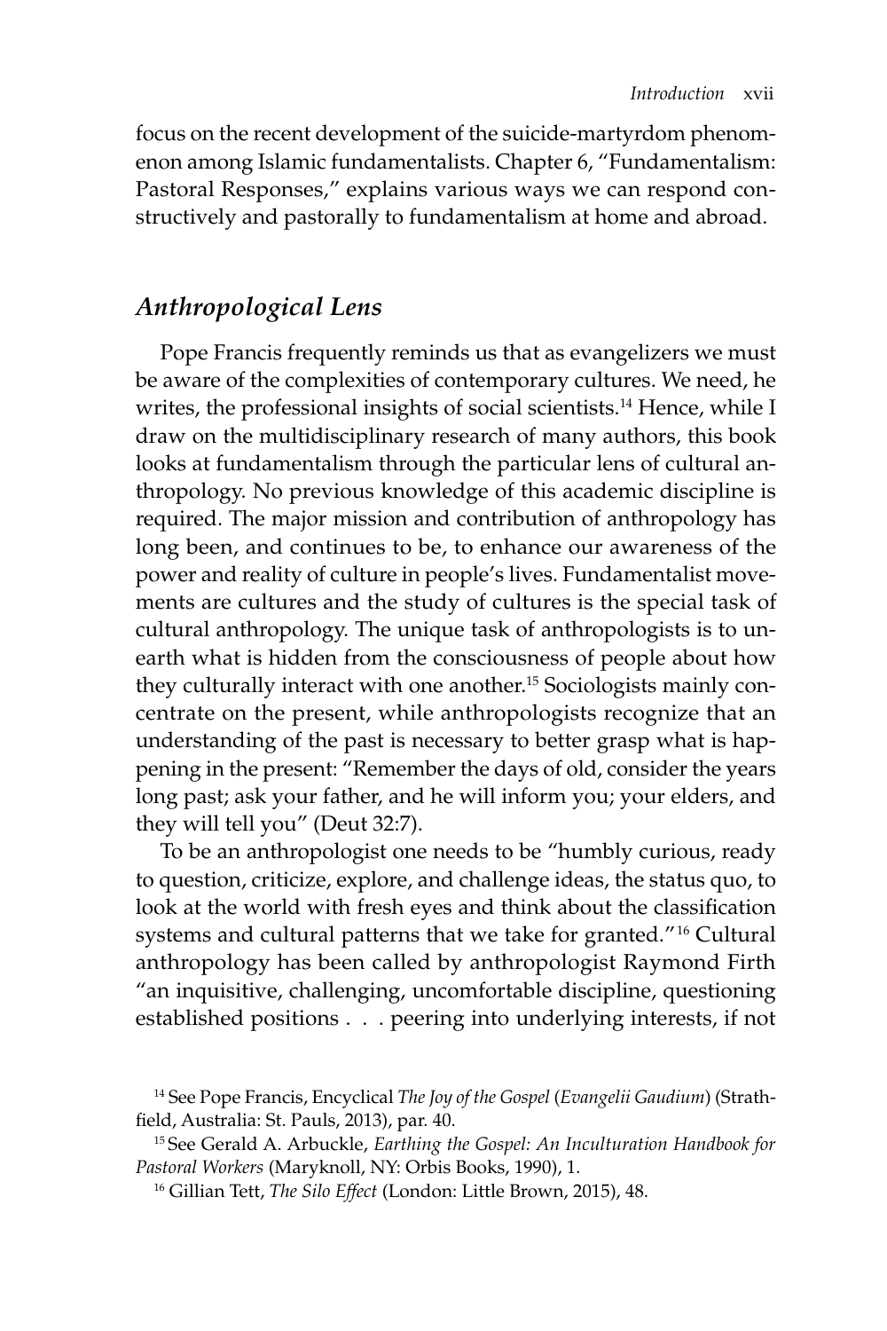focus on the recent development of the suicide-martyrdom phenomenon among Islamic fundamentalists. Chapter 6, "Fundamentalism: Pastoral Responses," explains various ways we can respond constructively and pastorally to fundamentalism at home and abroad.

## *Anthropological Lens*

Pope Francis frequently reminds us that as evangelizers we must be aware of the complexities of contemporary cultures. We need, he writes, the professional insights of social scientists.[14] Hence, while I draw on the multidisciplinary research of many authors, this book looks at fundamentalism through the particular lens of cultural anthropology. No previous knowledge of this academic discipline is required. The major mission and contribution of anthropology has long been, and continues to be, to enhance our awareness of the power and reality of culture in people's lives. Fundamentalist movements are cultures and the study of cultures is the special task of cultural anthropology. The unique task of anthropologists is to unearth what is hidden from the consciousness of people about how they culturally interact with one another.[15] Sociologists mainly concentrate on the present, while anthropologists recognize that an understanding of the past is necessary to better grasp what is happening in the present: "Remember the days of old, consider the years long past; ask your father, and he will inform you; your elders, and they will tell you" (Deut 32:7).

To be an anthropologist one needs to be "humbly curious, ready to question, criticize, explore, and challenge ideas, the status quo, to look at the world with fresh eyes and think about the classification systems and cultural patterns that we take for granted."[16] Cultural anthropology has been called by anthropologist Raymond Firth "an inquisitive, challenging, uncomfortable discipline, questioning established positions . . . peering into underlying interests, if not

---

[14] See Pope Francis, Encyclical *The Joy of the Gospel* (*Evangelii Gaudium*) (Strathfield, Australia: St. Pauls, 2013), par. 40.

[15] See Gerald A. Arbuckle, *Earthing the Gospel: An Inculturation Handbook for Pastoral Workers* (Maryknoll, NY: Orbis Books, 1990), 1.

[16] Gillian Tett, *The Silo Effect* (London: Little Brown, 2015), 48.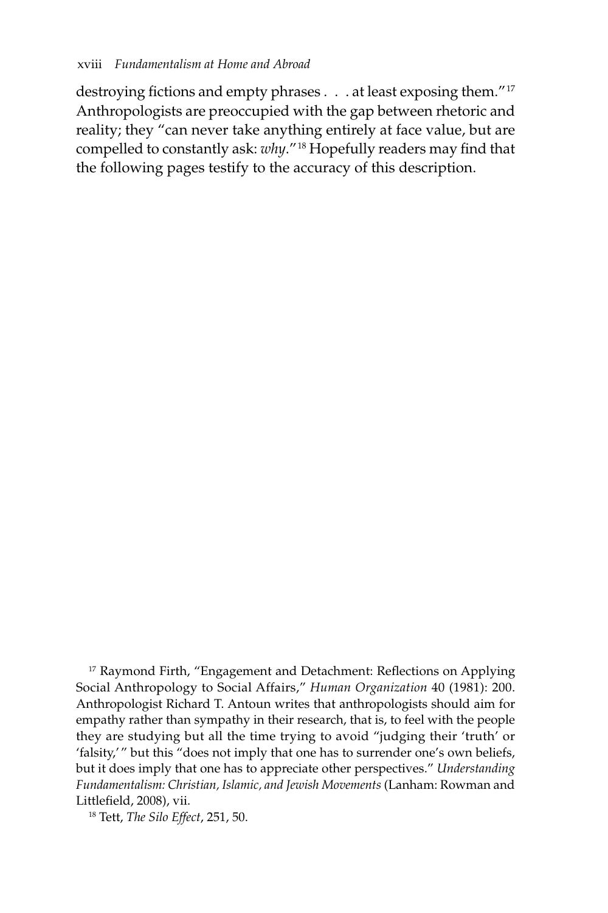destroying fictions and empty phrases . . . at least exposing them."[17] Anthropologists are preoccupied with the gap between rhetoric and reality; they "can never take anything entirely at face value, but are compelled to constantly ask: *why*."[18] Hopefully readers may find that the following pages testify to the accuracy of this description.

---

[17] Raymond Firth, "Engagement and Detachment: Reflections on Applying Social Anthropology to Social Affairs," *Human Organization* 40 (1981): 200. Anthropologist Richard T. Antoun writes that anthropologists should aim for empathy rather than sympathy in their research, that is, to feel with the people they are studying but all the time trying to avoid "judging their 'truth' or 'falsity,'" but this "does not imply that one has to surrender one's own beliefs, but it does imply that one has to appreciate other perspectives." *Understanding Fundamentalism: Christian, Islamic, and Jewish Movements* (Lanham: Rowman and Littlefield, 2008), vii.

[18] Tett, *The Silo Effect*, 251, 50.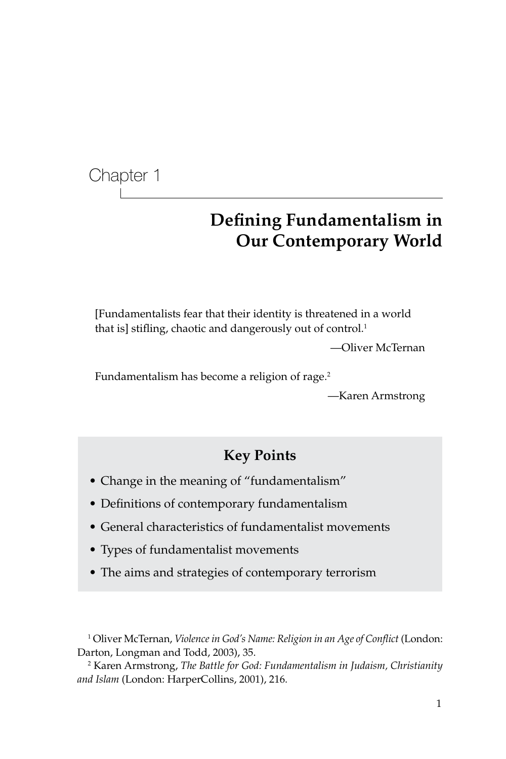Chapter 1

# Defining Fundamentalism in Our Contemporary World

> [Fundamentalists fear that their identity is threatened in a world that is] stifling, chaotic and dangerously out of control.[1]
>
> —Oliver McTernan

> Fundamentalism has become a religion of rage.[2]
>
> —Karen Armstrong

**Key Points**

- Change in the meaning of "fundamentalism"
- Definitions of contemporary fundamentalism
- General characteristics of fundamentalist movements
- Types of fundamentalist movements
- The aims and strategies of contemporary terrorism

---

[1] Oliver McTernan, *Violence in God's Name: Religion in an Age of Conflict* (London: Darton, Longman and Todd, 2003), 35.

[2] Karen Armstrong, *The Battle for God: Fundamentalism in Judaism, Christianity and Islam* (London: HarperCollins, 2001), 216.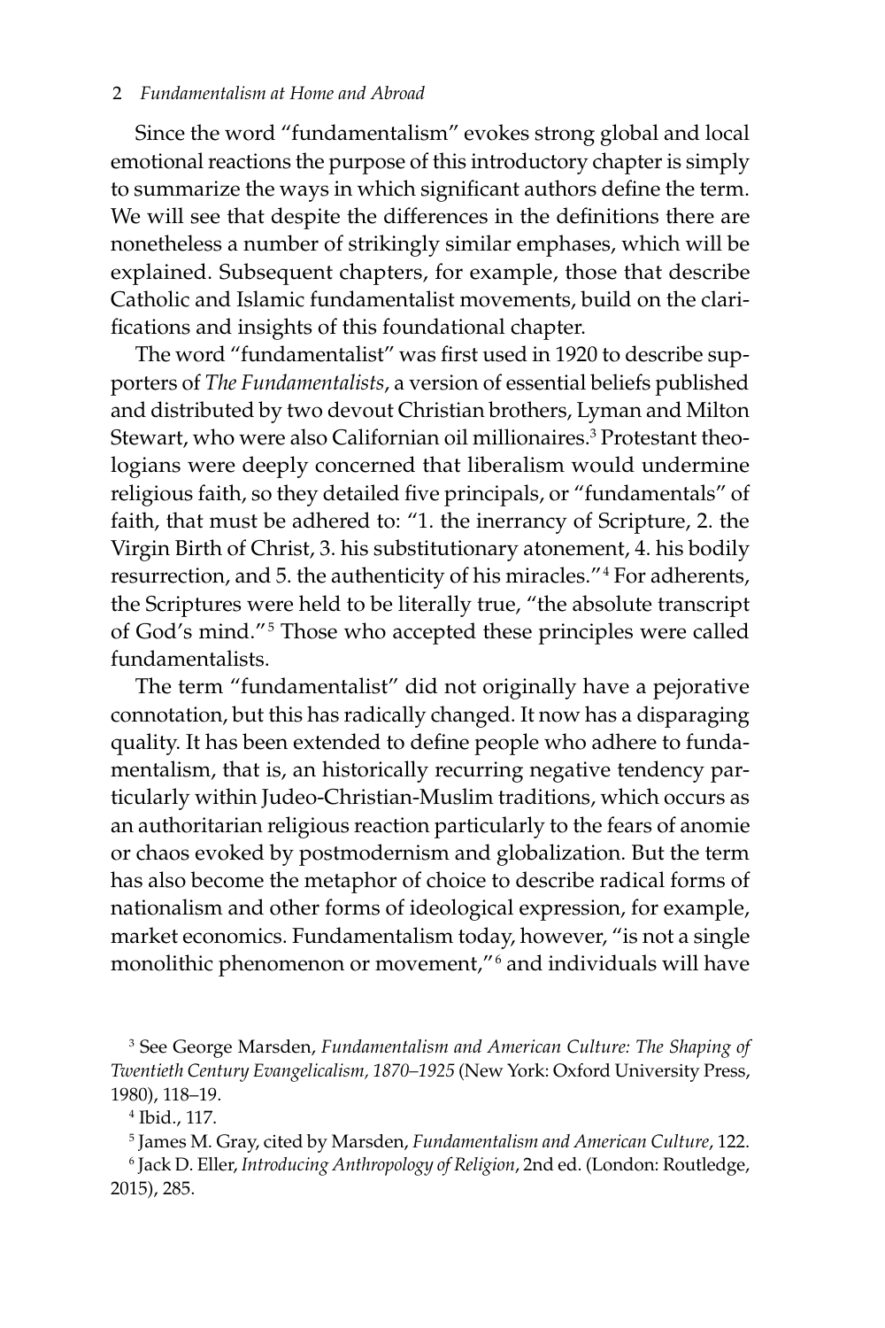Since the word "fundamentalism" evokes strong global and local emotional reactions the purpose of this introductory chapter is simply to summarize the ways in which significant authors define the term. We will see that despite the differences in the definitions there are nonetheless a number of strikingly similar emphases, which will be explained. Subsequent chapters, for example, those that describe Catholic and Islamic fundamentalist movements, build on the clarifications and insights of this foundational chapter.

The word "fundamentalist" was first used in 1920 to describe supporters of *The Fundamentalists*, a version of essential beliefs published and distributed by two devout Christian brothers, Lyman and Milton Stewart, who were also Californian oil millionaires.[3] Protestant theologians were deeply concerned that liberalism would undermine religious faith, so they detailed five principals, or "fundamentals" of faith, that must be adhered to: "1. the inerrancy of Scripture, 2. the Virgin Birth of Christ, 3. his substitutionary atonement, 4. his bodily resurrection, and 5. the authenticity of his miracles."[4] For adherents, the Scriptures were held to be literally true, "the absolute transcript of God's mind."[5] Those who accepted these principles were called fundamentalists.

The term "fundamentalist" did not originally have a pejorative connotation, but this has radically changed. It now has a disparaging quality. It has been extended to define people who adhere to fundamentalism, that is, an historically recurring negative tendency particularly within Judeo-Christian-Muslim traditions, which occurs as an authoritarian religious reaction particularly to the fears of anomie or chaos evoked by postmodernism and globalization. But the term has also become the metaphor of choice to describe radical forms of nationalism and other forms of ideological expression, for example, market economics. Fundamentalism today, however, "is not a single monolithic phenomenon or movement,"[6] and individuals will have

[3] See George Marsden, *Fundamentalism and American Culture: The Shaping of Twentieth Century Evangelicalism, 1870–1925* (New York: Oxford University Press, 1980), 118–19.

[4] Ibid., 117.

[5] James M. Gray, cited by Marsden, *Fundamentalism and American Culture*, 122.

[6] Jack D. Eller, *Introducing Anthropology of Religion*, 2nd ed. (London: Routledge, 2015), 285.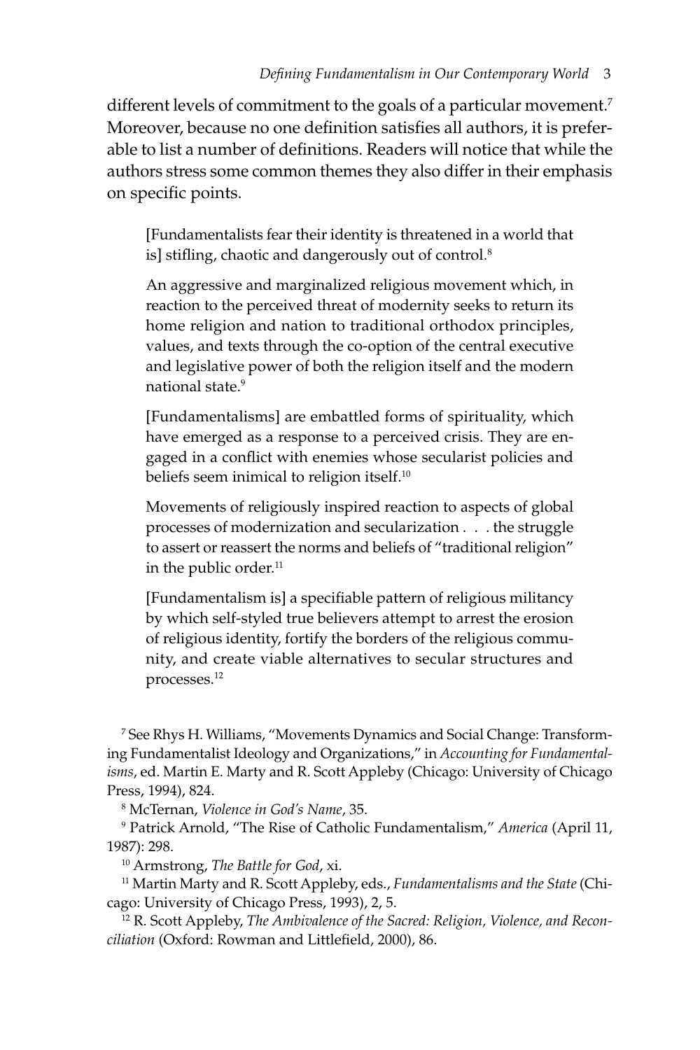different levels of commitment to the goals of a particular movement.[7] Moreover, because no one definition satisfies all authors, it is preferable to list a number of definitions. Readers will notice that while the authors stress some common themes they also differ in their emphasis on specific points.

> [Fundamentalists fear their identity is threatened in a world that is] stifling, chaotic and dangerously out of control.[8]
>
> An aggressive and marginalized religious movement which, in reaction to the perceived threat of modernity seeks to return its home religion and nation to traditional orthodox principles, values, and texts through the co-option of the central executive and legislative power of both the religion itself and the modern national state.[9]
>
> [Fundamentalisms] are embattled forms of spirituality, which have emerged as a response to a perceived crisis. They are engaged in a conflict with enemies whose secularist policies and beliefs seem inimical to religion itself.[10]
>
> Movements of religiously inspired reaction to aspects of global processes of modernization and secularization . . . the struggle to assert or reassert the norms and beliefs of "traditional religion" in the public order.[11]
>
> [Fundamentalism is] a specifiable pattern of religious militancy by which self-styled true believers attempt to arrest the erosion of religious identity, fortify the borders of the religious community, and create viable alternatives to secular structures and processes.[12]

[7] See Rhys H. Williams, "Movements Dynamics and Social Change: Transforming Fundamentalist Ideology and Organizations," in *Accounting for Fundamentalisms*, ed. Martin E. Marty and R. Scott Appleby (Chicago: University of Chicago Press, 1994), 824.

[8] McTernan, *Violence in God's Name*, 35.

[9] Patrick Arnold, "The Rise of Catholic Fundamentalism," *America* (April 11, 1987): 298.

[10] Armstrong, *The Battle for God*, xi.

[11] Martin Marty and R. Scott Appleby, eds., *Fundamentalisms and the State* (Chicago: University of Chicago Press, 1993), 2, 5.

[12] R. Scott Appleby, *The Ambivalence of the Sacred: Religion, Violence, and Reconciliation* (Oxford: Rowman and Littlefield, 2000), 86.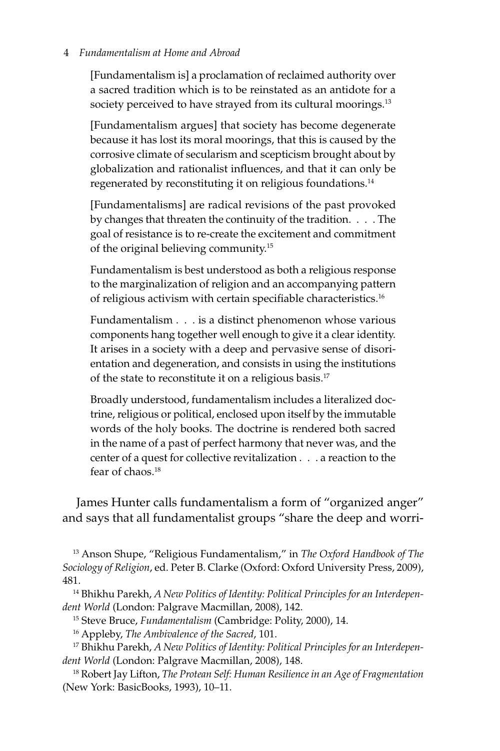> [Fundamentalism is] a proclamation of reclaimed authority over a sacred tradition which is to be reinstated as an antidote for a society perceived to have strayed from its cultural moorings.[13]

> [Fundamentalism argues] that society has become degenerate because it has lost its moral moorings, that this is caused by the corrosive climate of secularism and scepticism brought about by globalization and rationalist influences, and that it can only be regenerated by reconstituting it on religious foundations.[14]

> [Fundamentalisms] are radical revisions of the past provoked by changes that threaten the continuity of the tradition. . . . The goal of resistance is to re-create the excitement and commitment of the original believing community.[15]

> Fundamentalism is best understood as both a religious response to the marginalization of religion and an accompanying pattern of religious activism with certain specifiable characteristics.[16]

> Fundamentalism . . . is a distinct phenomenon whose various components hang together well enough to give it a clear identity. It arises in a society with a deep and pervasive sense of disorientation and degeneration, and consists in using the institutions of the state to reconstitute it on a religious basis.[17]

> Broadly understood, fundamentalism includes a literalized doctrine, religious or political, enclosed upon itself by the immutable words of the holy books. The doctrine is rendered both sacred in the name of a past of perfect harmony that never was, and the center of a quest for collective revitalization . . . a reaction to the fear of chaos.[18]

James Hunter calls fundamentalism a form of "organized anger" and says that all fundamentalist groups "share the deep and worri-

[13] Anson Shupe, "Religious Fundamentalism," in *The Oxford Handbook of The Sociology of Religion*, ed. Peter B. Clarke (Oxford: Oxford University Press, 2009), 481.

[14] Bhikhu Parekh, *A New Politics of Identity: Political Principles for an Interdependent World* (London: Palgrave Macmillan, 2008), 142.

[15] Steve Bruce, *Fundamentalism* (Cambridge: Polity, 2000), 14.

[16] Appleby, *The Ambivalence of the Sacred*, 101.

[17] Bhikhu Parekh, *A New Politics of Identity: Political Principles for an Interdependent World* (London: Palgrave Macmillan, 2008), 148.

[18] Robert Jay Lifton, *The Protean Self: Human Resilience in an Age of Fragmentation* (New York: BasicBooks, 1993), 10–11.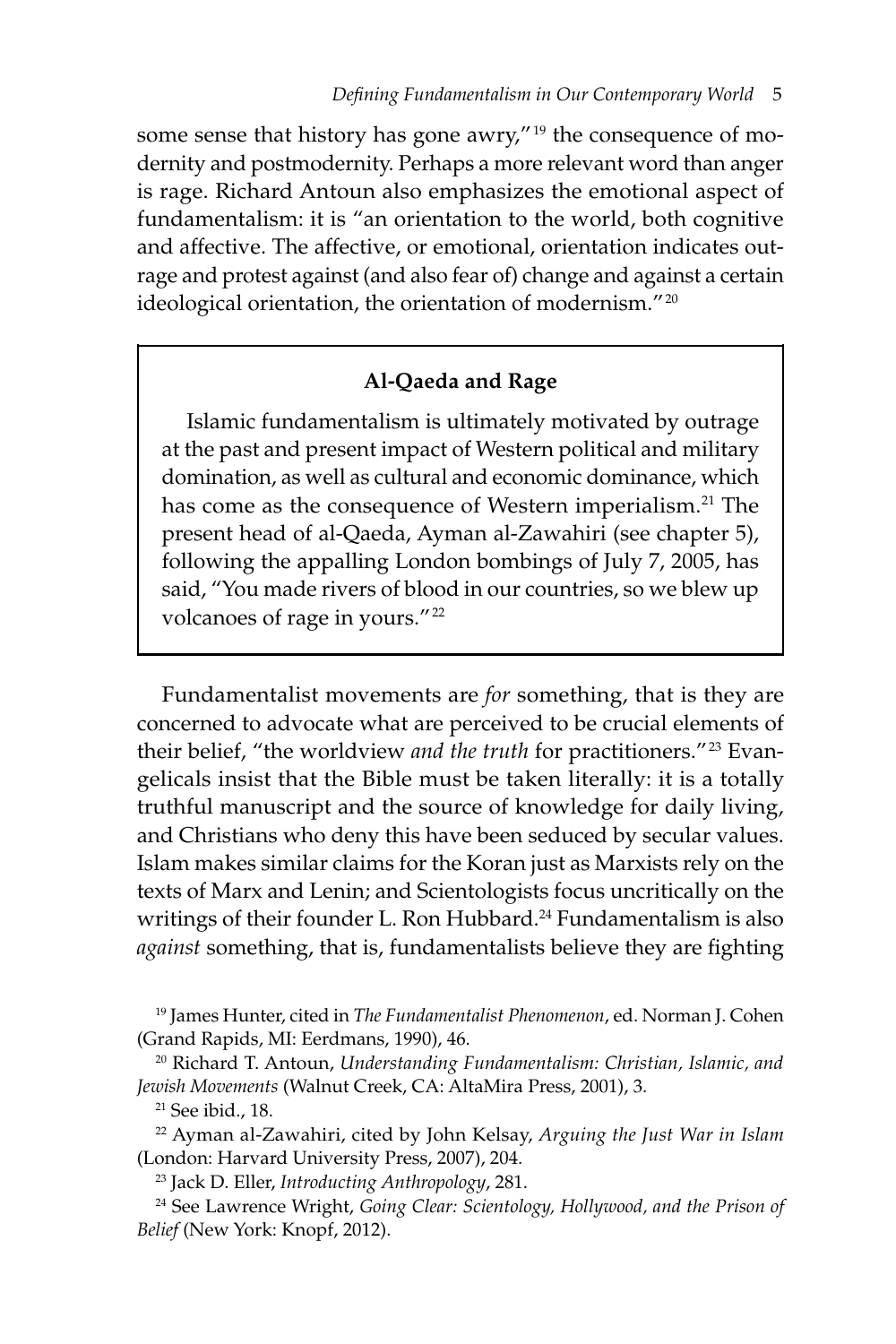some sense that history has gone awry,"[19] the consequence of modernity and postmodernity. Perhaps a more relevant word than anger is rage. Richard Antoun also emphasizes the emotional aspect of fundamentalism: it is "an orientation to the world, both cognitive and affective. The affective, or emotional, orientation indicates outrage and protest against (and also fear of) change and against a certain ideological orientation, the orientation of modernism."[20]

> **Al-Qaeda and Rage**
>
> Islamic fundamentalism is ultimately motivated by outrage at the past and present impact of Western political and military domination, as well as cultural and economic dominance, which has come as the consequence of Western imperialism.[21] The present head of al-Qaeda, Ayman al-Zawahiri (see chapter 5), following the appalling London bombings of July 7, 2005, has said, "You made rivers of blood in our countries, so we blew up volcanoes of rage in yours."[22]

Fundamentalist movements are *for* something, that is they are concerned to advocate what are perceived to be crucial elements of their belief, "the worldview *and the truth* for practitioners."[23] Evangelicals insist that the Bible must be taken literally: it is a totally truthful manuscript and the source of knowledge for daily living, and Christians who deny this have been seduced by secular values. Islam makes similar claims for the Koran just as Marxists rely on the texts of Marx and Lenin; and Scientologists focus uncritically on the writings of their founder L. Ron Hubbard.[24] Fundamentalism is also *against* something, that is, fundamentalists believe they are fighting

[19] James Hunter, cited in *The Fundamentalist Phenomenon*, ed. Norman J. Cohen (Grand Rapids, MI: Eerdmans, 1990), 46.

[20] Richard T. Antoun, *Understanding Fundamentalism: Christian, Islamic, and Jewish Movements* (Walnut Creek, CA: AltaMira Press, 2001), 3.

[21] See ibid., 18.

[22] Ayman al-Zawahiri, cited by John Kelsay, *Arguing the Just War in Islam* (London: Harvard University Press, 2007), 204.

[23] Jack D. Eller, *Introducting Anthropology*, 281.

[24] See Lawrence Wright, *Going Clear: Scientology, Hollywood, and the Prison of Belief* (New York: Knopf, 2012).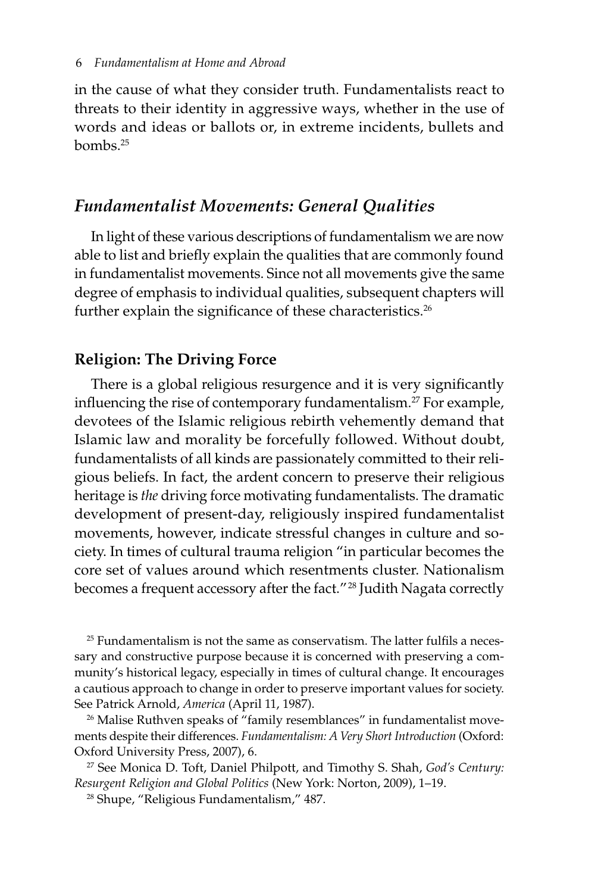in the cause of what they consider truth. Fundamentalists react to threats to their identity in aggressive ways, whether in the use of words and ideas or ballots or, in extreme incidents, bullets and bombs.[25]

## *Fundamentalist Movements: General Qualities*

In light of these various descriptions of fundamentalism we are now able to list and briefly explain the qualities that are commonly found in fundamentalist movements. Since not all movements give the same degree of emphasis to individual qualities, subsequent chapters will further explain the significance of these characteristics.[26]

### **Religion: The Driving Force**

There is a global religious resurgence and it is very significantly influencing the rise of contemporary fundamentalism.[27] For example, devotees of the Islamic religious rebirth vehemently demand that Islamic law and morality be forcefully followed. Without doubt, fundamentalists of all kinds are passionately committed to their religious beliefs. In fact, the ardent concern to preserve their religious heritage is *the* driving force motivating fundamentalists. The dramatic development of present-day, religiously inspired fundamentalist movements, however, indicate stressful changes in culture and society. In times of cultural trauma religion "in particular becomes the core set of values around which resentments cluster. Nationalism becomes a frequent accessory after the fact."[28] Judith Nagata correctly

[25] Fundamentalism is not the same as conservatism. The latter fulfils a necessary and constructive purpose because it is concerned with preserving a community's historical legacy, especially in times of cultural change. It encourages a cautious approach to change in order to preserve important values for society. See Patrick Arnold, *America* (April 11, 1987).

[26] Malise Ruthven speaks of "family resemblances" in fundamentalist movements despite their differences. *Fundamentalism: A Very Short Introduction* (Oxford: Oxford University Press, 2007), 6.

[27] See Monica D. Toft, Daniel Philpott, and Timothy S. Shah, *God's Century: Resurgent Religion and Global Politics* (New York: Norton, 2009), 1–19.

[28] Shupe, "Religious Fundamentalism," 487.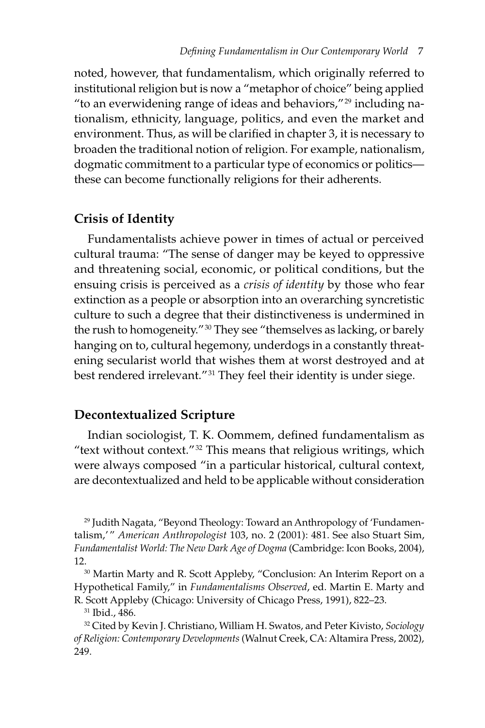noted, however, that fundamentalism, which originally referred to institutional religion but is now a "metaphor of choice" being applied "to an everwidening range of ideas and behaviors,"[29] including nationalism, ethnicity, language, politics, and even the market and environment. Thus, as will be clarified in chapter 3, it is necessary to broaden the traditional notion of religion. For example, nationalism, dogmatic commitment to a particular type of economics or politics—these can become functionally religions for their adherents.

## Crisis of Identity

Fundamentalists achieve power in times of actual or perceived cultural trauma: "The sense of danger may be keyed to oppressive and threatening social, economic, or political conditions, but the ensuing crisis is perceived as a *crisis of identity* by those who fear extinction as a people or absorption into an overarching syncretistic culture to such a degree that their distinctiveness is undermined in the rush to homogeneity."[30] They see "themselves as lacking, or barely hanging on to, cultural hegemony, underdogs in a constantly threatening secularist world that wishes them at worst destroyed and at best rendered irrelevant."[31] They feel their identity is under siege.

## Decontextualized Scripture

Indian sociologist, T. K. Oommem, defined fundamentalism as "text without context."[32] This means that religious writings, which were always composed "in a particular historical, cultural context, are decontextualized and held to be applicable without consideration

---

[29] Judith Nagata, "Beyond Theology: Toward an Anthropology of 'Fundamentalism,'" *American Anthropologist* 103, no. 2 (2001): 481. See also Stuart Sim, *Fundamentalist World: The New Dark Age of Dogma* (Cambridge: Icon Books, 2004), 12.

[30] Martin Marty and R. Scott Appleby, "Conclusion: An Interim Report on a Hypothetical Family," in *Fundamentalisms Observed*, ed. Martin E. Marty and R. Scott Appleby (Chicago: University of Chicago Press, 1991), 822–23.

[31] Ibid., 486.

[32] Cited by Kevin J. Christiano, William H. Swatos, and Peter Kivisto, *Sociology of Religion: Contemporary Developments* (Walnut Creek, CA: Altamira Press, 2002), 249.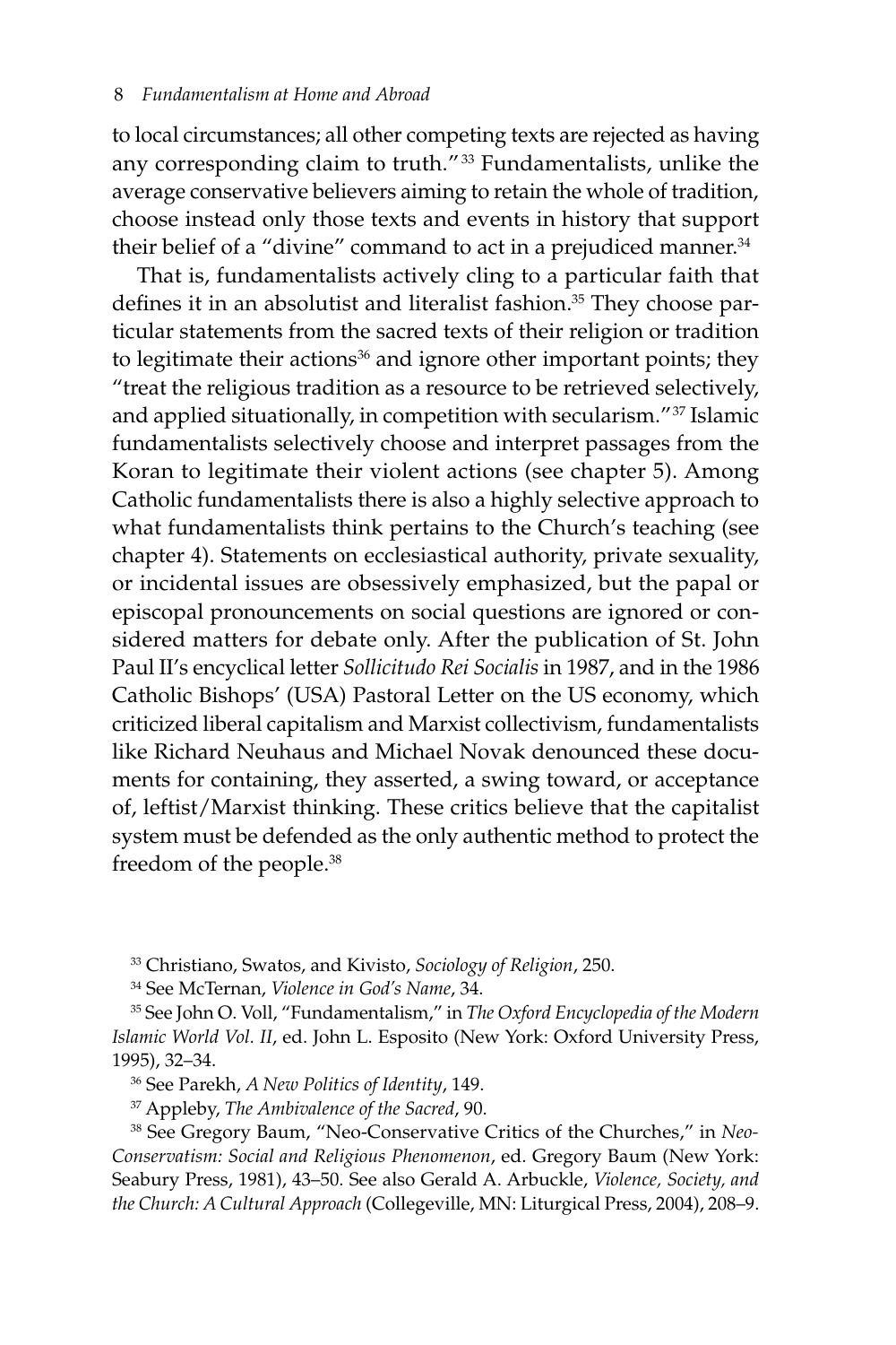to local circumstances; all other competing texts are rejected as having any corresponding claim to truth."[33] Fundamentalists, unlike the average conservative believers aiming to retain the whole of tradition, choose instead only those texts and events in history that support their belief of a "divine" command to act in a prejudiced manner.[34]

That is, fundamentalists actively cling to a particular faith that defines it in an absolutist and literalist fashion.[35] They choose particular statements from the sacred texts of their religion or tradition to legitimate their actions[36] and ignore other important points; they "treat the religious tradition as a resource to be retrieved selectively, and applied situationally, in competition with secularism."[37] Islamic fundamentalists selectively choose and interpret passages from the Koran to legitimate their violent actions (see chapter 5). Among Catholic fundamentalists there is also a highly selective approach to what fundamentalists think pertains to the Church's teaching (see chapter 4). Statements on ecclesiastical authority, private sexuality, or incidental issues are obsessively emphasized, but the papal or episcopal pronouncements on social questions are ignored or considered matters for debate only. After the publication of St. John Paul II's encyclical letter *Sollicitudo Rei Socialis* in 1987, and in the 1986 Catholic Bishops' (USA) Pastoral Letter on the US economy, which criticized liberal capitalism and Marxist collectivism, fundamentalists like Richard Neuhaus and Michael Novak denounced these documents for containing, they asserted, a swing toward, or acceptance of, leftist/Marxist thinking. These critics believe that the capitalist system must be defended as the only authentic method to protect the freedom of the people.[38]

[33] Christiano, Swatos, and Kivisto, *Sociology of Religion*, 250.

[34] See McTernan, *Violence in God's Name*, 34.

[35] See John O. Voll, "Fundamentalism," in *The Oxford Encyclopedia of the Modern Islamic World Vol. II*, ed. John L. Esposito (New York: Oxford University Press, 1995), 32–34.

[36] See Parekh, *A New Politics of Identity*, 149.

[37] Appleby, *The Ambivalence of the Sacred*, 90.

[38] See Gregory Baum, "Neo-Conservative Critics of the Churches," in *Neo-Conservatism: Social and Religious Phenomenon*, ed. Gregory Baum (New York: Seabury Press, 1981), 43–50. See also Gerald A. Arbuckle, *Violence, Society, and the Church: A Cultural Approach* (Collegeville, MN: Liturgical Press, 2004), 208–9.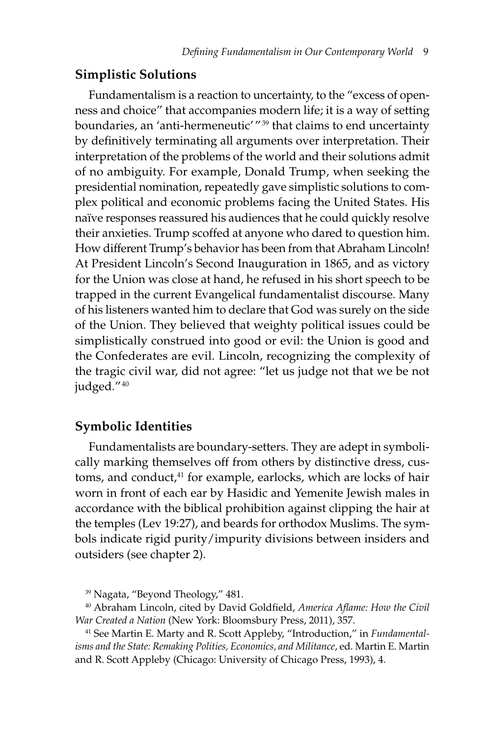## Simplistic Solutions

Fundamentalism is a reaction to uncertainty, to the "excess of openness and choice" that accompanies modern life; it is a way of setting boundaries, an 'anti-hermeneutic'"[39] that claims to end uncertainty by definitively terminating all arguments over interpretation. Their interpretation of the problems of the world and their solutions admit of no ambiguity. For example, Donald Trump, when seeking the presidential nomination, repeatedly gave simplistic solutions to complex political and economic problems facing the United States. His naïve responses reassured his audiences that he could quickly resolve their anxieties. Trump scoffed at anyone who dared to question him. How different Trump's behavior has been from that Abraham Lincoln! At President Lincoln's Second Inauguration in 1865, and as victory for the Union was close at hand, he refused in his short speech to be trapped in the current Evangelical fundamentalist discourse. Many of his listeners wanted him to declare that God was surely on the side of the Union. They believed that weighty political issues could be simplistically construed into good or evil: the Union is good and the Confederates are evil. Lincoln, recognizing the complexity of the tragic civil war, did not agree: "let us judge not that we be not judged."[40]

## Symbolic Identities

Fundamentalists are boundary-setters. They are adept in symbolically marking themselves off from others by distinctive dress, customs, and conduct,[41] for example, earlocks, which are locks of hair worn in front of each ear by Hasidic and Yemenite Jewish males in accordance with the biblical prohibition against clipping the hair at the temples (Lev 19:27), and beards for orthodox Muslims. The symbols indicate rigid purity/impurity divisions between insiders and outsiders (see chapter 2).

[39] Nagata, "Beyond Theology," 481.

[40] Abraham Lincoln, cited by David Goldfield, *America Aflame: How the Civil War Created a Nation* (New York: Bloomsbury Press, 2011), 357.

[41] See Martin E. Marty and R. Scott Appleby, "Introduction," in *Fundamentalisms and the State: Remaking Polities, Economics, and Militance*, ed. Martin E. Martin and R. Scott Appleby (Chicago: University of Chicago Press, 1993), 4.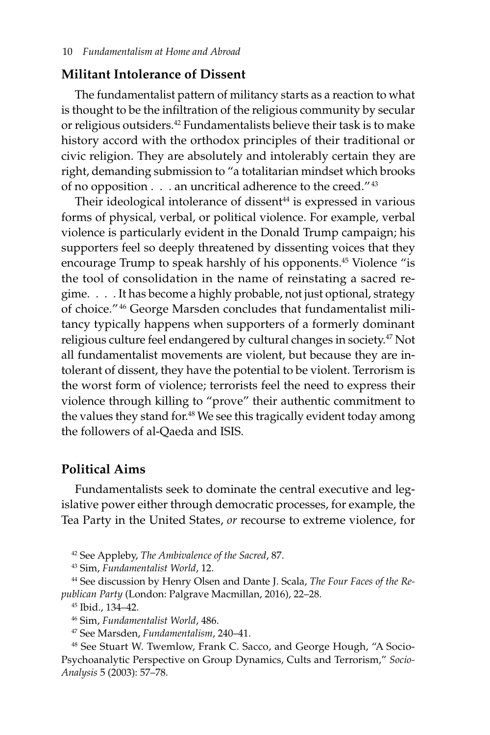## Militant Intolerance of Dissent

The fundamentalist pattern of militancy starts as a reaction to what is thought to be the infiltration of the religious community by secular or religious outsiders.[42] Fundamentalists believe their task is to make history accord with the orthodox principles of their traditional or civic religion. They are absolutely and intolerably certain they are right, demanding submission to "a totalitarian mindset which brooks of no opposition . . . an uncritical adherence to the creed."[43]

Their ideological intolerance of dissent[44] is expressed in various forms of physical, verbal, or political violence. For example, verbal violence is particularly evident in the Donald Trump campaign; his supporters feel so deeply threatened by dissenting voices that they encourage Trump to speak harshly of his opponents.[45] Violence "is the tool of consolidation in the name of reinstating a sacred regime. . . . It has become a highly probable, not just optional, strategy of choice."[46] George Marsden concludes that fundamentalist militancy typically happens when supporters of a formerly dominant religious culture feel endangered by cultural changes in society.[47] Not all fundamentalist movements are violent, but because they are intolerant of dissent, they have the potential to be violent. Terrorism is the worst form of violence; terrorists feel the need to express their violence through killing to "prove" their authentic commitment to the values they stand for.[48] We see this tragically evident today among the followers of al-Qaeda and ISIS.

## Political Aims

Fundamentalists seek to dominate the central executive and legislative power either through democratic processes, for example, the Tea Party in the United States, *or* recourse to extreme violence, for

[42] See Appleby, *The Ambivalence of the Sacred*, 87.

[43] Sim, *Fundamentalist World*, 12.

[44] See discussion by Henry Olsen and Dante J. Scala, *The Four Faces of the Republican Party* (London: Palgrave Macmillan, 2016), 22–28.

[45] Ibid., 134–42.

[46] Sim, *Fundamentalist World*, 486.

[47] See Marsden, *Fundamentalism*, 240–41.

[48] See Stuart W. Twemlow, Frank C. Sacco, and George Hough, "A Socio-Psychoanalytic Perspective on Group Dynamics, Cults and Terrorism," *Socio-Analysis* 5 (2003): 57–78.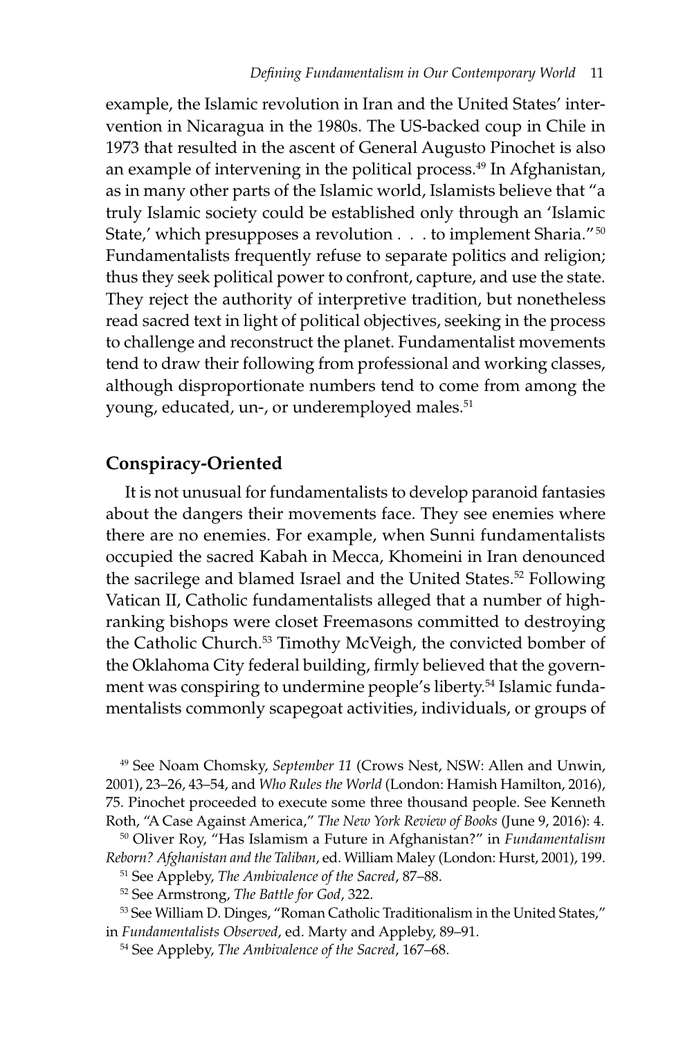example, the Islamic revolution in Iran and the United States' intervention in Nicaragua in the 1980s. The US-backed coup in Chile in 1973 that resulted in the ascent of General Augusto Pinochet is also an example of intervening in the political process.[49] In Afghanistan, as in many other parts of the Islamic world, Islamists believe that "a truly Islamic society could be established only through an 'Islamic State,' which presupposes a revolution . . . to implement Sharia."[50] Fundamentalists frequently refuse to separate politics and religion; thus they seek political power to confront, capture, and use the state. They reject the authority of interpretive tradition, but nonetheless read sacred text in light of political objectives, seeking in the process to challenge and reconstruct the planet. Fundamentalist movements tend to draw their following from professional and working classes, although disproportionate numbers tend to come from among the young, educated, un-, or underemployed males.[51]

## Conspiracy-Oriented

It is not unusual for fundamentalists to develop paranoid fantasies about the dangers their movements face. They see enemies where there are no enemies. For example, when Sunni fundamentalists occupied the sacred Kabah in Mecca, Khomeini in Iran denounced the sacrilege and blamed Israel and the United States.[52] Following Vatican II, Catholic fundamentalists alleged that a number of high-ranking bishops were closet Freemasons committed to destroying the Catholic Church.[53] Timothy McVeigh, the convicted bomber of the Oklahoma City federal building, firmly believed that the government was conspiring to undermine people's liberty.[54] Islamic fundamentalists commonly scapegoat activities, individuals, or groups of

[49] See Noam Chomsky, *September 11* (Crows Nest, NSW: Allen and Unwin, 2001), 23–26, 43–54, and *Who Rules the World* (London: Hamish Hamilton, 2016), 75. Pinochet proceeded to execute some three thousand people. See Kenneth Roth, "A Case Against America," *The New York Review of Books* (June 9, 2016): 4.

[50] Oliver Roy, "Has Islamism a Future in Afghanistan?" in *Fundamentalism Reborn? Afghanistan and the Taliban*, ed. William Maley (London: Hurst, 2001), 199.

[51] See Appleby, *The Ambivalence of the Sacred*, 87–88.

[52] See Armstrong, *The Battle for God*, 322.

[53] See William D. Dinges, "Roman Catholic Traditionalism in the United States," in *Fundamentalists Observed*, ed. Marty and Appleby, 89–91.

[54] See Appleby, *The Ambivalence of the Sacred*, 167–68.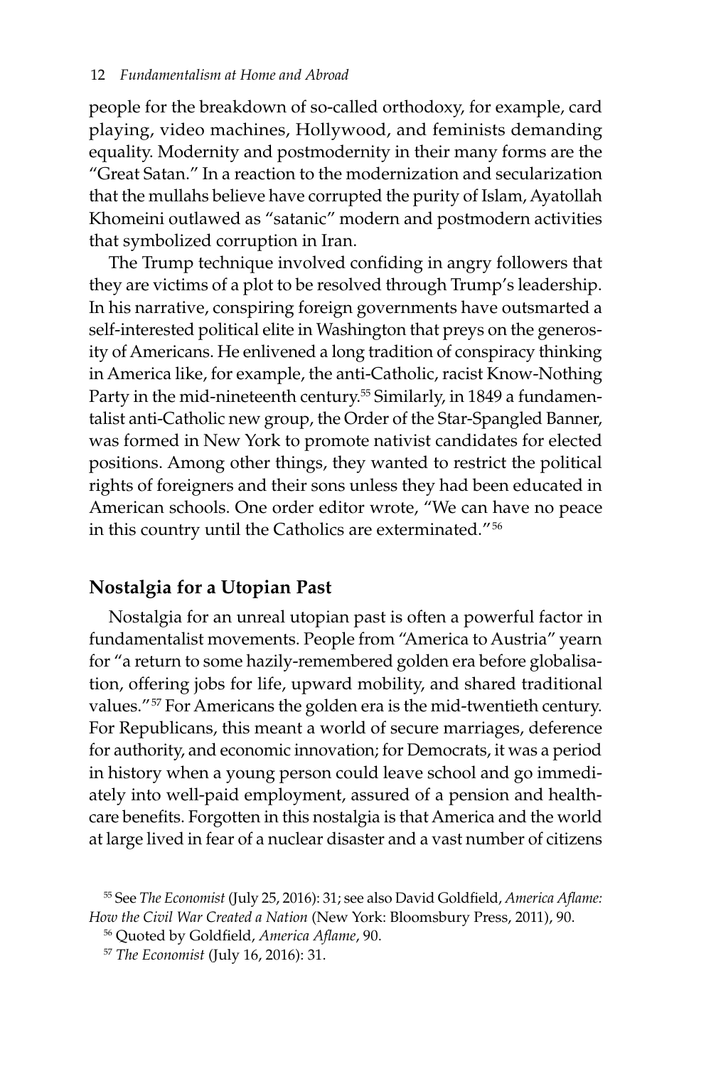people for the breakdown of so-called orthodoxy, for example, card playing, video machines, Hollywood, and feminists demanding equality. Modernity and postmodernity in their many forms are the "Great Satan." In a reaction to the modernization and secularization that the mullahs believe have corrupted the purity of Islam, Ayatollah Khomeini outlawed as "satanic" modern and postmodern activities that symbolized corruption in Iran.

The Trump technique involved confiding in angry followers that they are victims of a plot to be resolved through Trump's leadership. In his narrative, conspiring foreign governments have outsmarted a self-interested political elite in Washington that preys on the generosity of Americans. He enlivened a long tradition of conspiracy thinking in America like, for example, the anti-Catholic, racist Know-Nothing Party in the mid-nineteenth century.[55] Similarly, in 1849 a fundamentalist anti-Catholic new group, the Order of the Star-Spangled Banner, was formed in New York to promote nativist candidates for elected positions. Among other things, they wanted to restrict the political rights of foreigners and their sons unless they had been educated in American schools. One order editor wrote, "We can have no peace in this country until the Catholics are exterminated."[56]

## Nostalgia for a Utopian Past

Nostalgia for an unreal utopian past is often a powerful factor in fundamentalist movements. People from "America to Austria" yearn for "a return to some hazily-remembered golden era before globalisation, offering jobs for life, upward mobility, and shared traditional values."[57] For Americans the golden era is the mid-twentieth century. For Republicans, this meant a world of secure marriages, deference for authority, and economic innovation; for Democrats, it was a period in history when a young person could leave school and go immediately into well-paid employment, assured of a pension and healthcare benefits. Forgotten in this nostalgia is that America and the world at large lived in fear of a nuclear disaster and a vast number of citizens

[55] See *The Economist* (July 25, 2016): 31; see also David Goldfield, *America Aflame: How the Civil War Created a Nation* (New York: Bloomsbury Press, 2011), 90.

[56] Quoted by Goldfield, *America Aflame*, 90.

[57] *The Economist* (July 16, 2016): 31.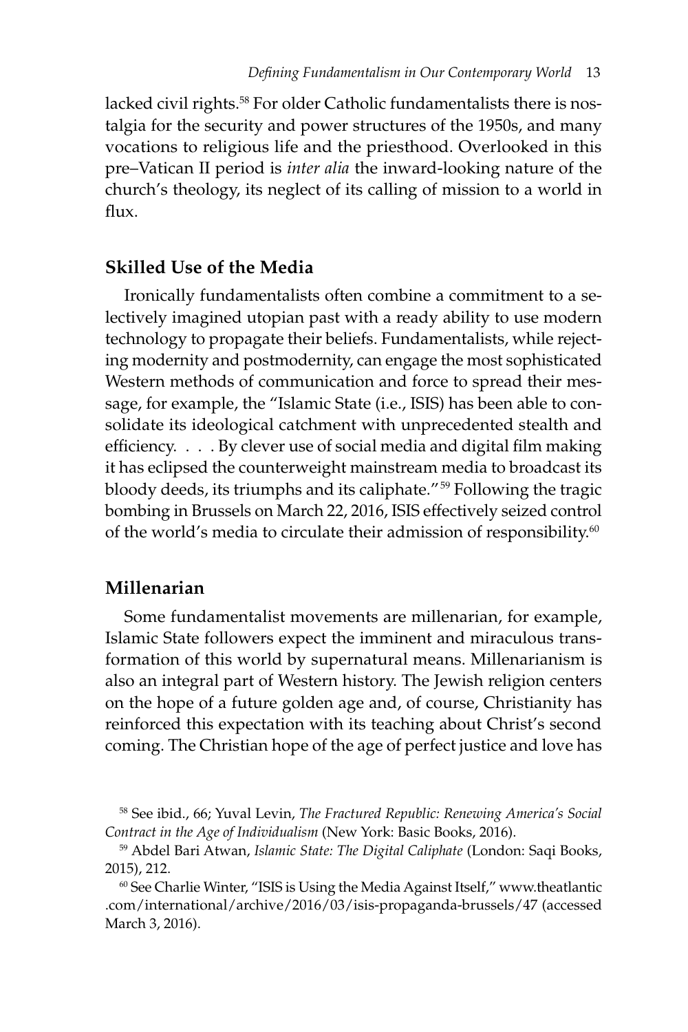lacked civil rights.[58] For older Catholic fundamentalists there is nostalgia for the security and power structures of the 1950s, and many vocations to religious life and the priesthood. Overlooked in this pre–Vatican II period is *inter alia* the inward-looking nature of the church's theology, its neglect of its calling of mission to a world in flux.

## Skilled Use of the Media

Ironically fundamentalists often combine a commitment to a selectively imagined utopian past with a ready ability to use modern technology to propagate their beliefs. Fundamentalists, while rejecting modernity and postmodernity, can engage the most sophisticated Western methods of communication and force to spread their message, for example, the "Islamic State (i.e., ISIS) has been able to consolidate its ideological catchment with unprecedented stealth and efficiency. . . . By clever use of social media and digital film making it has eclipsed the counterweight mainstream media to broadcast its bloody deeds, its triumphs and its caliphate."[59] Following the tragic bombing in Brussels on March 22, 2016, ISIS effectively seized control of the world's media to circulate their admission of responsibility.[60]

## Millenarian

Some fundamentalist movements are millenarian, for example, Islamic State followers expect the imminent and miraculous transformation of this world by supernatural means. Millenarianism is also an integral part of Western history. The Jewish religion centers on the hope of a future golden age and, of course, Christianity has reinforced this expectation with its teaching about Christ's second coming. The Christian hope of the age of perfect justice and love has

---

[58] See ibid., 66; Yuval Levin, *The Fractured Republic: Renewing America's Social Contract in the Age of Individualism* (New York: Basic Books, 2016).

[59] Abdel Bari Atwan, *Islamic State: The Digital Caliphate* (London: Saqi Books, 2015), 212.

[60] See Charlie Winter, "ISIS is Using the Media Against Itself," www.theatlantic.com/international/archive/2016/03/isis-propaganda-brussels/47 (accessed March 3, 2016).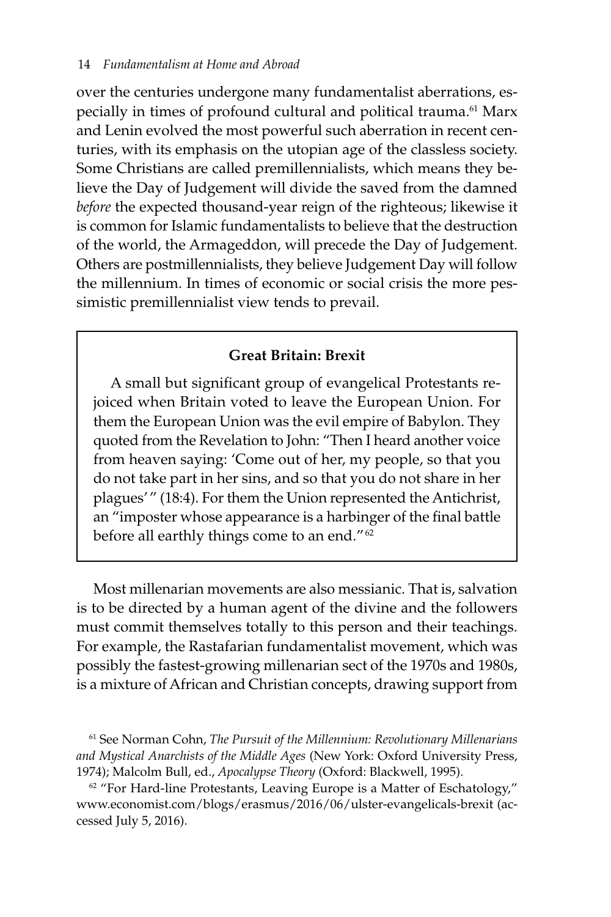over the centuries undergone many fundamentalist aberrations, especially in times of profound cultural and political trauma.[61] Marx and Lenin evolved the most powerful such aberration in recent centuries, with its emphasis on the utopian age of the classless society. Some Christians are called premillennialists, which means they believe the Day of Judgement will divide the saved from the damned *before* the expected thousand-year reign of the righteous; likewise it is common for Islamic fundamentalists to believe that the destruction of the world, the Armageddon, will precede the Day of Judgement. Others are postmillennialists, they believe Judgement Day will follow the millennium. In times of economic or social crisis the more pessimistic premillennialist view tends to prevail.

**Great Britain: Brexit**

A small but significant group of evangelical Protestants rejoiced when Britain voted to leave the European Union. For them the European Union was the evil empire of Babylon. They quoted from the Revelation to John: "Then I heard another voice from heaven saying: 'Come out of her, my people, so that you do not take part in her sins, and so that you do not share in her plagues'" (18:4). For them the Union represented the Antichrist, an "imposter whose appearance is a harbinger of the final battle before all earthly things come to an end."[62]

Most millenarian movements are also messianic. That is, salvation is to be directed by a human agent of the divine and the followers must commit themselves totally to this person and their teachings. For example, the Rastafarian fundamentalist movement, which was possibly the fastest-growing millenarian sect of the 1970s and 1980s, is a mixture of African and Christian concepts, drawing support from

[61] See Norman Cohn, *The Pursuit of the Millennium: Revolutionary Millenarians and Mystical Anarchists of the Middle Ages* (New York: Oxford University Press, 1974); Malcolm Bull, ed., *Apocalypse Theory* (Oxford: Blackwell, 1995).

[62] "For Hard-line Protestants, Leaving Europe is a Matter of Eschatology," www.economist.com/blogs/erasmus/2016/06/ulster-evangelicals-brexit (accessed July 5, 2016).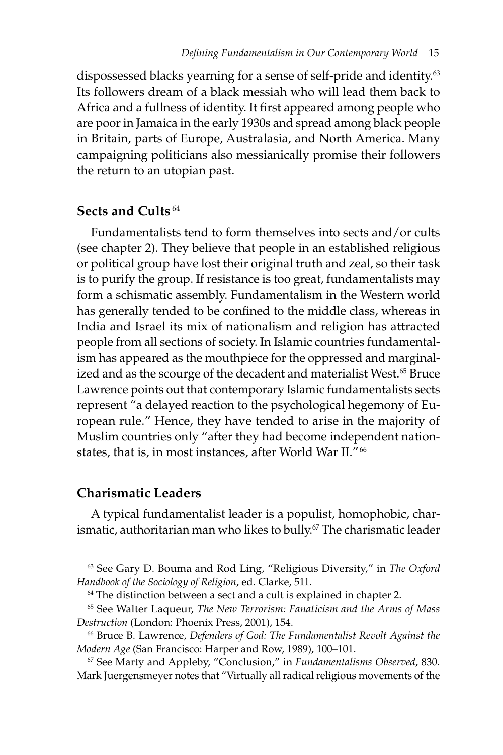dispossessed blacks yearning for a sense of self-pride and identity.[63] Its followers dream of a black messiah who will lead them back to Africa and a fullness of identity. It first appeared among people who are poor in Jamaica in the early 1930s and spread among black people in Britain, parts of Europe, Australasia, and North America. Many campaigning politicians also messianically promise their followers the return to an utopian past.

## Sects and Cults[64]

Fundamentalists tend to form themselves into sects and/or cults (see chapter 2). They believe that people in an established religious or political group have lost their original truth and zeal, so their task is to purify the group. If resistance is too great, fundamentalists may form a schismatic assembly. Fundamentalism in the Western world has generally tended to be confined to the middle class, whereas in India and Israel its mix of nationalism and religion has attracted people from all sections of society. In Islamic countries fundamentalism has appeared as the mouthpiece for the oppressed and marginalized and as the scourge of the decadent and materialist West.[65] Bruce Lawrence points out that contemporary Islamic fundamentalists sects represent "a delayed reaction to the psychological hegemony of European rule." Hence, they have tended to arise in the majority of Muslim countries only "after they had become independent nation-states, that is, in most instances, after World War II."[66]

## Charismatic Leaders

A typical fundamentalist leader is a populist, homophobic, charismatic, authoritarian man who likes to bully.[67] The charismatic leader

[63] See Gary D. Bouma and Rod Ling, "Religious Diversity," in *The Oxford Handbook of the Sociology of Religion*, ed. Clarke, 511.

[64] The distinction between a sect and a cult is explained in chapter 2.

[65] See Walter Laqueur, *The New Terrorism: Fanaticism and the Arms of Mass Destruction* (London: Phoenix Press, 2001), 154.

[66] Bruce B. Lawrence, *Defenders of God: The Fundamentalist Revolt Against the Modern Age* (San Francisco: Harper and Row, 1989), 100–101.

[67] See Marty and Appleby, "Conclusion," in *Fundamentalisms Observed*, 830. Mark Juergensmeyer notes that "Virtually all radical religious movements of the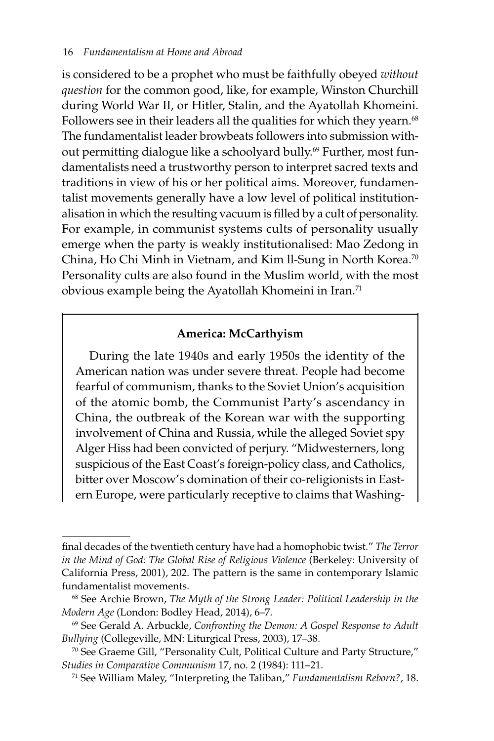is considered to be a prophet who must be faithfully obeyed *without question* for the common good, like, for example, Winston Churchill during World War II, or Hitler, Stalin, and the Ayatollah Khomeini. Followers see in their leaders all the qualities for which they yearn.[68] The fundamentalist leader browbeats followers into submission without permitting dialogue like a schoolyard bully.[69] Further, most fundamentalists need a trustworthy person to interpret sacred texts and traditions in view of his or her political aims. Moreover, fundamentalist movements generally have a low level of political institutionalisation in which the resulting vacuum is filled by a cult of personality. For example, in communist systems cults of personality usually emerge when the party is weakly institutionalised: Mao Zedong in China, Ho Chi Minh in Vietnam, and Kim ll-Sung in North Korea.[70] Personality cults are also found in the Muslim world, with the most obvious example being the Ayatollah Khomeini in Iran.[71]

**America: McCarthyism**

During the late 1940s and early 1950s the identity of the American nation was under severe threat. People had become fearful of communism, thanks to the Soviet Union's acquisition of the atomic bomb, the Communist Party's ascendancy in China, the outbreak of the Korean war with the supporting involvement of China and Russia, while the alleged Soviet spy Alger Hiss had been convicted of perjury. "Midwesterners, long suspicious of the East Coast's foreign-policy class, and Catholics, bitter over Moscow's domination of their co-religionists in Eastern Europe, were particularly receptive to claims that Washing-

---

final decades of the twentieth century have had a homophobic twist." *The Terror in the Mind of God: The Global Rise of Religious Violence* (Berkeley: University of California Press, 2001), 202. The pattern is the same in contemporary Islamic fundamentalist movements.

[68] See Archie Brown, *The Myth of the Strong Leader: Political Leadership in the Modern Age* (London: Bodley Head, 2014), 6–7.

[69] See Gerald A. Arbuckle, *Confronting the Demon: A Gospel Response to Adult Bullying* (Collegeville, MN: Liturgical Press, 2003), 17–38.

[70] See Graeme Gill, "Personality Cult, Political Culture and Party Structure," *Studies in Comparative Communism* 17, no. 2 (1984): 111–21.

[71] See William Maley, "Interpreting the Taliban," *Fundamentalism Reborn?*, 18.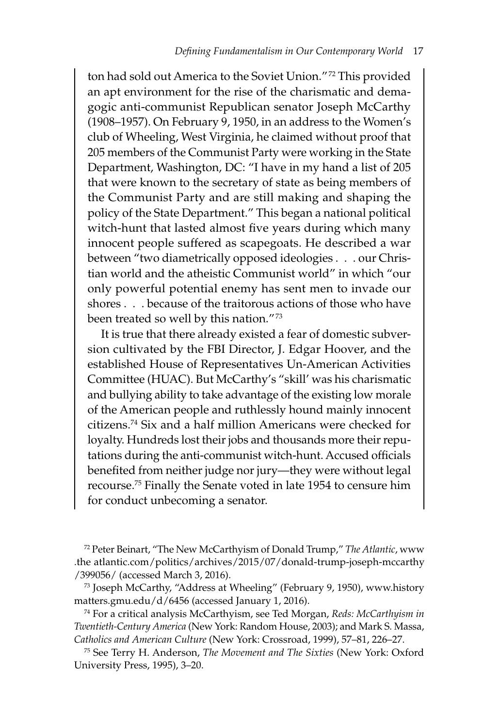ton had sold out America to the Soviet Union."[72] This provided an apt environment for the rise of the charismatic and demagogic anti-communist Republican senator Joseph McCarthy (1908–1957). On February 9, 1950, in an address to the Women's club of Wheeling, West Virginia, he claimed without proof that 205 members of the Communist Party were working in the State Department, Washington, DC: "I have in my hand a list of 205 that were known to the secretary of state as being members of the Communist Party and are still making and shaping the policy of the State Department." This began a national political witch-hunt that lasted almost five years during which many innocent people suffered as scapegoats. He described a war between "two diametrically opposed ideologies . . . our Christian world and the atheistic Communist world" in which "our only powerful potential enemy has sent men to invade our shores . . . because of the traitorous actions of those who have been treated so well by this nation."[73]

It is true that there already existed a fear of domestic subversion cultivated by the FBI Director, J. Edgar Hoover, and the established House of Representatives Un-American Activities Committee (HUAC). But McCarthy's "skill' was his charismatic and bullying ability to take advantage of the existing low morale of the American people and ruthlessly hound mainly innocent citizens.[74] Six and a half million Americans were checked for loyalty. Hundreds lost their jobs and thousands more their reputations during the anti-communist witch-hunt. Accused officials benefited from neither judge nor jury—they were without legal recourse.[75] Finally the Senate voted in late 1954 to censure him for conduct unbecoming a senator.

[72] Peter Beinart, "The New McCarthyism of Donald Trump," *The Atlantic*, www.the atlantic.com/politics/archives/2015/07/donald-trump-joseph-mccarthy/399056/ (accessed March 3, 2016).

[73] Joseph McCarthy, "Address at Wheeling" (February 9, 1950), www.historymatters.gmu.edu/d/6456 (accessed January 1, 2016).

[74] For a critical analysis McCarthyism, see Ted Morgan, *Reds: McCarthyism in Twentieth-Century America* (New York: Random House, 2003); and Mark S. Massa, *Catholics and American Culture* (New York: Crossroad, 1999), 57–81, 226–27.

[75] See Terry H. Anderson, *The Movement and The Sixties* (New York: Oxford University Press, 1995), 3–20.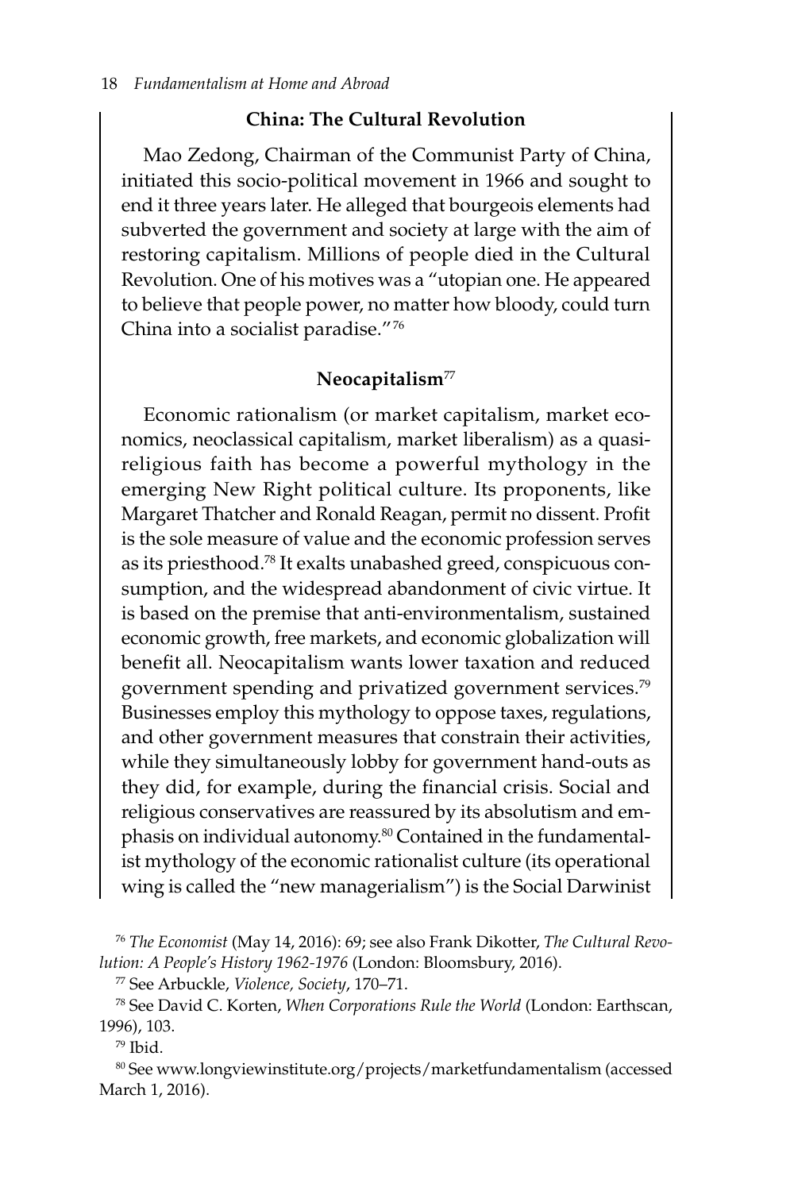### China: The Cultural Revolution

Mao Zedong, Chairman of the Communist Party of China, initiated this socio-political movement in 1966 and sought to end it three years later. He alleged that bourgeois elements had subverted the government and society at large with the aim of restoring capitalism. Millions of people died in the Cultural Revolution. One of his motives was a "utopian one. He appeared to believe that people power, no matter how bloody, could turn China into a socialist paradise."[76]

### Neocapitalism[77]

Economic rationalism (or market capitalism, market economics, neoclassical capitalism, market liberalism) as a quasi-religious faith has become a powerful mythology in the emerging New Right political culture. Its proponents, like Margaret Thatcher and Ronald Reagan, permit no dissent. Profit is the sole measure of value and the economic profession serves as its priesthood.[78] It exalts unabashed greed, conspicuous consumption, and the widespread abandonment of civic virtue. It is based on the premise that anti-environmentalism, sustained economic growth, free markets, and economic globalization will benefit all. Neocapitalism wants lower taxation and reduced government spending and privatized government services.[79] Businesses employ this mythology to oppose taxes, regulations, and other government measures that constrain their activities, while they simultaneously lobby for government hand-outs as they did, for example, during the financial crisis. Social and religious conservatives are reassured by its absolutism and emphasis on individual autonomy.[80] Contained in the fundamentalist mythology of the economic rationalist culture (its operational wing is called the "new managerialism") is the Social Darwinist

[76] *The Economist* (May 14, 2016): 69; see also Frank Dikotter, *The Cultural Revolution: A People's History 1962-1976* (London: Bloomsbury, 2016).

[77] See Arbuckle, *Violence, Society*, 170–71.

[78] See David C. Korten, *When Corporations Rule the World* (London: Earthscan, 1996), 103.

[79] Ibid.

[80] See www.longviewinstitute.org/projects/marketfundamentalism (accessed March 1, 2016).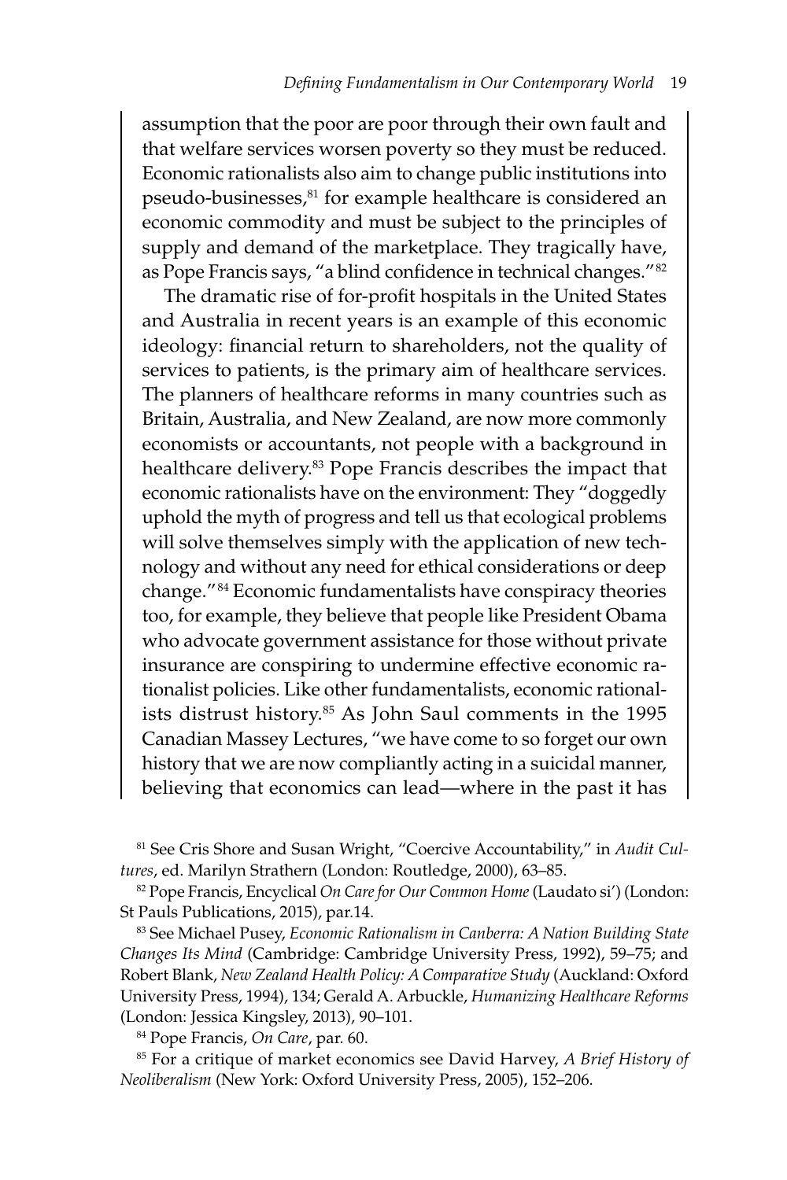assumption that the poor are poor through their own fault and that welfare services worsen poverty so they must be reduced. Economic rationalists also aim to change public institutions into pseudo-businesses,[81] for example healthcare is considered an economic commodity and must be subject to the principles of supply and demand of the marketplace. They tragically have, as Pope Francis says, "a blind confidence in technical changes."[82]

The dramatic rise of for-profit hospitals in the United States and Australia in recent years is an example of this economic ideology: financial return to shareholders, not the quality of services to patients, is the primary aim of healthcare services. The planners of healthcare reforms in many countries such as Britain, Australia, and New Zealand, are now more commonly economists or accountants, not people with a background in healthcare delivery.[83] Pope Francis describes the impact that economic rationalists have on the environment: They "doggedly uphold the myth of progress and tell us that ecological problems will solve themselves simply with the application of new technology and without any need for ethical considerations or deep change."[84] Economic fundamentalists have conspiracy theories too, for example, they believe that people like President Obama who advocate government assistance for those without private insurance are conspiring to undermine effective economic rationalist policies. Like other fundamentalists, economic rationalists distrust history.[85] As John Saul comments in the 1995 Canadian Massey Lectures, "we have come to so forget our own history that we are now compliantly acting in a suicidal manner, believing that economics can lead—where in the past it has

---

[81] See Cris Shore and Susan Wright, "Coercive Accountability," in *Audit Cultures*, ed. Marilyn Strathern (London: Routledge, 2000), 63–85.

[82] Pope Francis, Encyclical *On Care for Our Common Home* (Laudato si') (London: St Pauls Publications, 2015), par.14.

[83] See Michael Pusey, *Economic Rationalism in Canberra: A Nation Building State Changes Its Mind* (Cambridge: Cambridge University Press, 1992), 59–75; and Robert Blank, *New Zealand Health Policy: A Comparative Study* (Auckland: Oxford University Press, 1994), 134; Gerald A. Arbuckle, *Humanizing Healthcare Reforms* (London: Jessica Kingsley, 2013), 90–101.

[84] Pope Francis, *On Care*, par. 60.

[85] For a critique of market economics see David Harvey, *A Brief History of Neoliberalism* (New York: Oxford University Press, 2005), 152–206.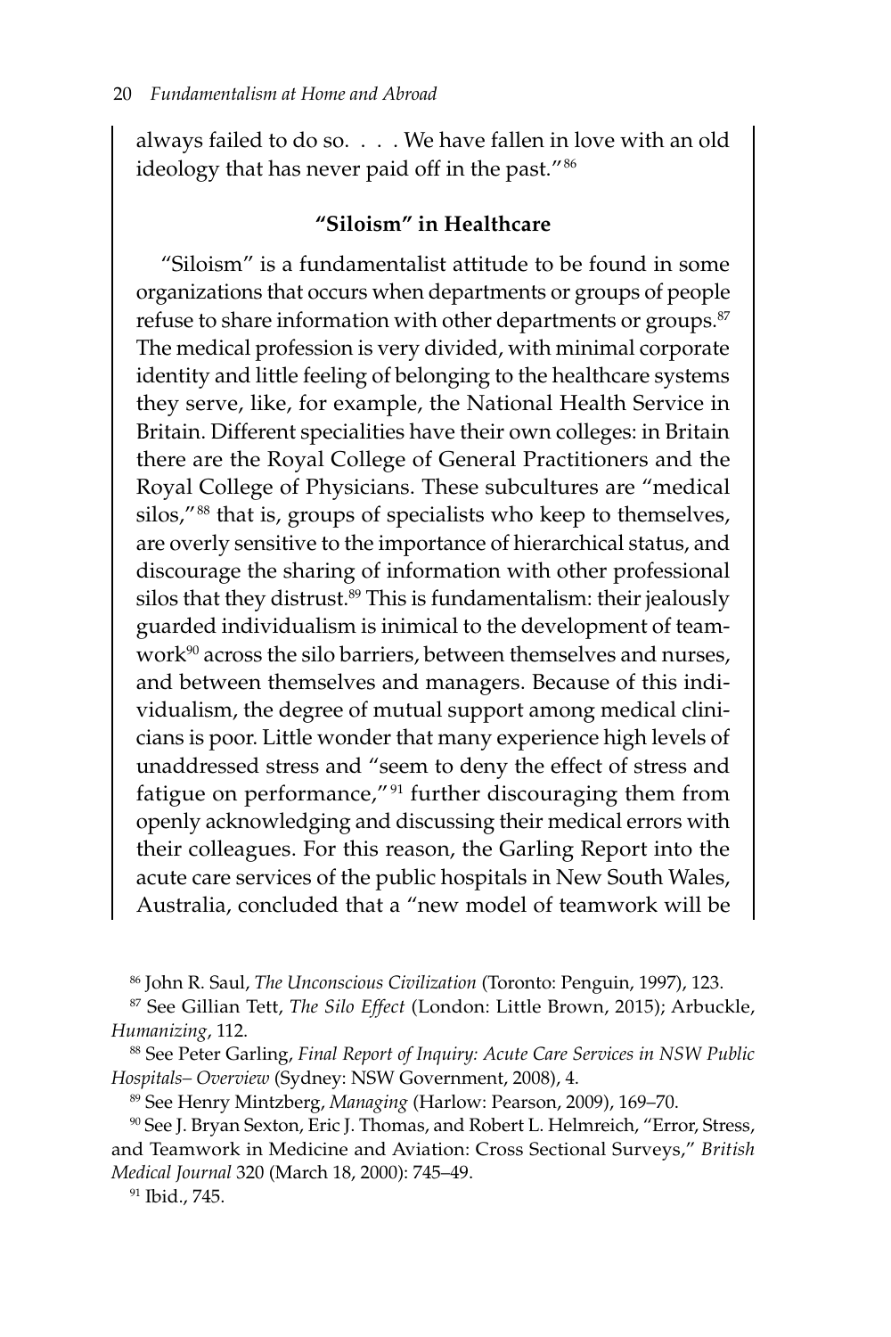always failed to do so. . . . We have fallen in love with an old ideology that has never paid off in the past."[86]

### "Siloism" in Healthcare

"Siloism" is a fundamentalist attitude to be found in some organizations that occurs when departments or groups of people refuse to share information with other departments or groups.[87] The medical profession is very divided, with minimal corporate identity and little feeling of belonging to the healthcare systems they serve, like, for example, the National Health Service in Britain. Different specialities have their own colleges: in Britain there are the Royal College of General Practitioners and the Royal College of Physicians. These subcultures are "medical silos,"[88] that is, groups of specialists who keep to themselves, are overly sensitive to the importance of hierarchical status, and discourage the sharing of information with other professional silos that they distrust.[89] This is fundamentalism: their jealously guarded individualism is inimical to the development of teamwork[90] across the silo barriers, between themselves and nurses, and between themselves and managers. Because of this individualism, the degree of mutual support among medical clinicians is poor. Little wonder that many experience high levels of unaddressed stress and "seem to deny the effect of stress and fatigue on performance,"[91] further discouraging them from openly acknowledging and discussing their medical errors with their colleagues. For this reason, the Garling Report into the acute care services of the public hospitals in New South Wales, Australia, concluded that a "new model of teamwork will be

---

[86] John R. Saul, *The Unconscious Civilization* (Toronto: Penguin, 1997), 123.

[87] See Gillian Tett, *The Silo Effect* (London: Little Brown, 2015); Arbuckle, *Humanizing*, 112.

[88] See Peter Garling, *Final Report of Inquiry: Acute Care Services in NSW Public Hospitals– Overview* (Sydney: NSW Government, 2008), 4.

[89] See Henry Mintzberg, *Managing* (Harlow: Pearson, 2009), 169–70.

[90] See J. Bryan Sexton, Eric J. Thomas, and Robert L. Helmreich, "Error, Stress, and Teamwork in Medicine and Aviation: Cross Sectional Surveys," *British Medical Journal* 320 (March 18, 2000): 745–49.

[91] Ibid., 745.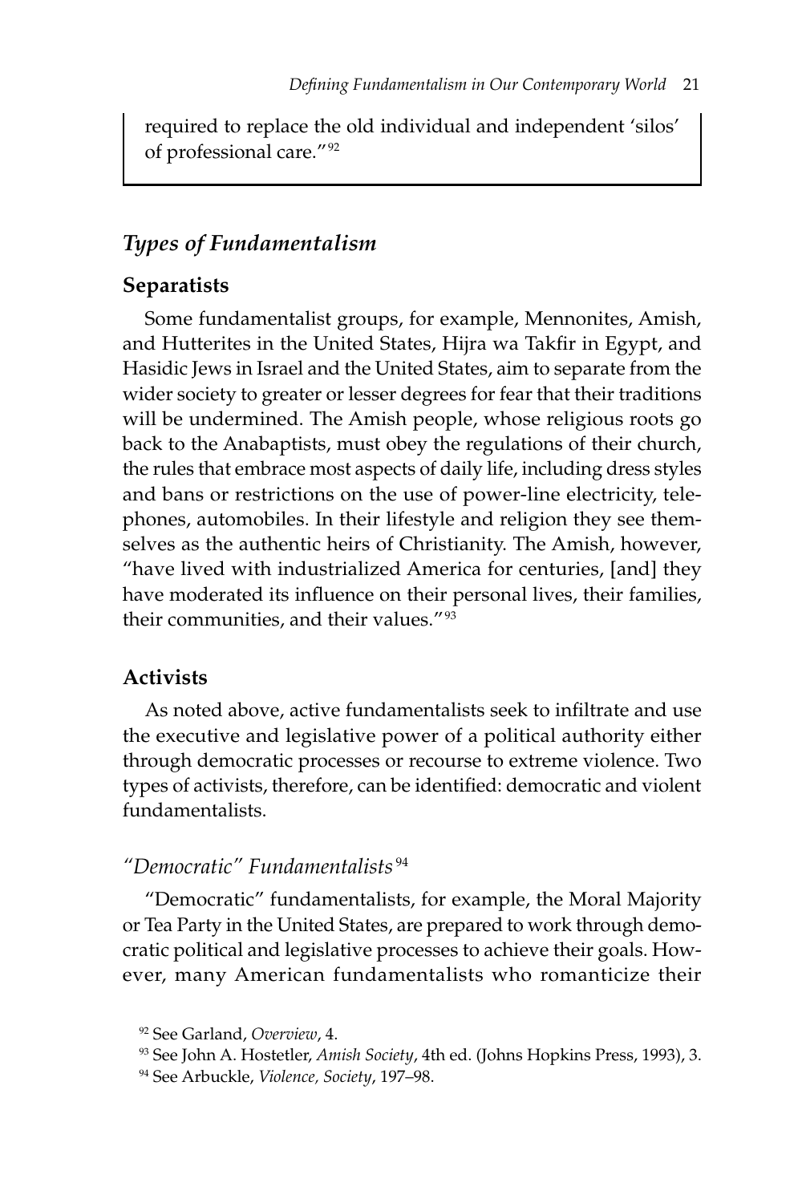required to replace the old individual and independent 'silos' of professional care."[92]

## *Types of Fundamentalism*

### Separatists

Some fundamentalist groups, for example, Mennonites, Amish, and Hutterites in the United States, Hijra wa Takfir in Egypt, and Hasidic Jews in Israel and the United States, aim to separate from the wider society to greater or lesser degrees for fear that their traditions will be undermined. The Amish people, whose religious roots go back to the Anabaptists, must obey the regulations of their church, the rules that embrace most aspects of daily life, including dress styles and bans or restrictions on the use of power-line electricity, telephones, automobiles. In their lifestyle and religion they see themselves as the authentic heirs of Christianity. The Amish, however, "have lived with industrialized America for centuries, [and] they have moderated its influence on their personal lives, their families, their communities, and their values."[93]

### Activists

As noted above, active fundamentalists seek to infiltrate and use the executive and legislative power of a political authority either through democratic processes or recourse to extreme violence. Two types of activists, therefore, can be identified: democratic and violent fundamentalists.

#### *"Democratic" Fundamentalists*[94]

"Democratic" fundamentalists, for example, the Moral Majority or Tea Party in the United States, are prepared to work through democratic political and legislative processes to achieve their goals. However, many American fundamentalists who romanticize their

[92] See Garland, *Overview*, 4.

[93] See John A. Hostetler, *Amish Society*, 4th ed. (Johns Hopkins Press, 1993), 3.

[94] See Arbuckle, *Violence, Society*, 197–98.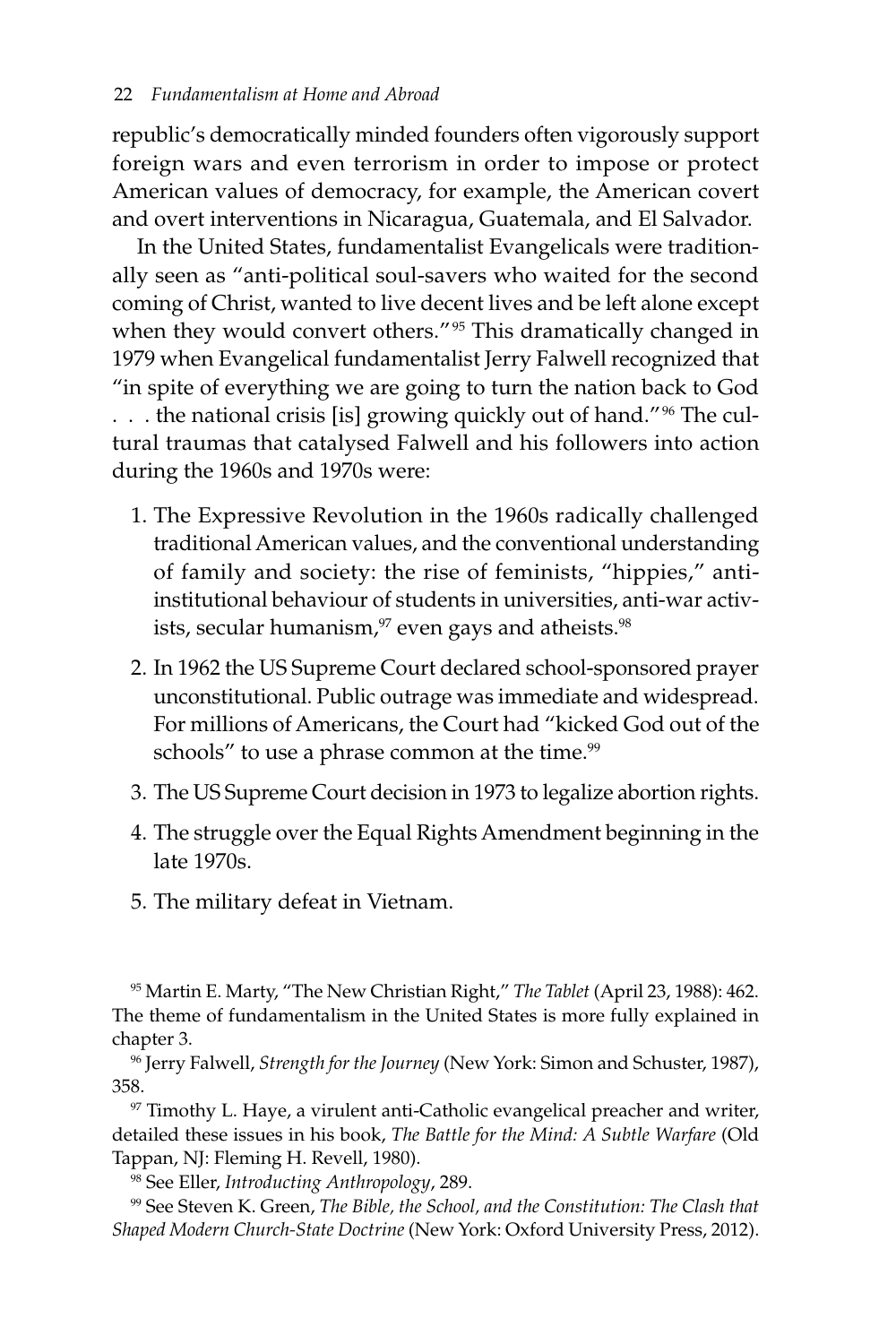republic's democratically minded founders often vigorously support foreign wars and even terrorism in order to impose or protect American values of democracy, for example, the American covert and overt interventions in Nicaragua, Guatemala, and El Salvador.

In the United States, fundamentalist Evangelicals were traditionally seen as "anti-political soul-savers who waited for the second coming of Christ, wanted to live decent lives and be left alone except when they would convert others."[95] This dramatically changed in 1979 when Evangelical fundamentalist Jerry Falwell recognized that "in spite of everything we are going to turn the nation back to God . . . the national crisis [is] growing quickly out of hand."[96] The cultural traumas that catalysed Falwell and his followers into action during the 1960s and 1970s were:

1. The Expressive Revolution in the 1960s radically challenged traditional American values, and the conventional understanding of family and society: the rise of feminists, "hippies," anti-institutional behaviour of students in universities, anti-war activists, secular humanism,[97] even gays and atheists.[98]
2. In 1962 the US Supreme Court declared school-sponsored prayer unconstitutional. Public outrage was immediate and widespread. For millions of Americans, the Court had "kicked God out of the schools" to use a phrase common at the time.[99]
3. The US Supreme Court decision in 1973 to legalize abortion rights.
4. The struggle over the Equal Rights Amendment beginning in the late 1970s.
5. The military defeat in Vietnam.

[95] Martin E. Marty, "The New Christian Right," *The Tablet* (April 23, 1988): 462. The theme of fundamentalism in the United States is more fully explained in chapter 3.

[96] Jerry Falwell, *Strength for the Journey* (New York: Simon and Schuster, 1987), 358.

[97] Timothy L. Haye, a virulent anti-Catholic evangelical preacher and writer, detailed these issues in his book, *The Battle for the Mind: A Subtle Warfare* (Old Tappan, NJ: Fleming H. Revell, 1980).

[98] See Eller, *Introducting Anthropology*, 289.

[99] See Steven K. Green, *The Bible, the School, and the Constitution: The Clash that Shaped Modern Church-State Doctrine* (New York: Oxford University Press, 2012).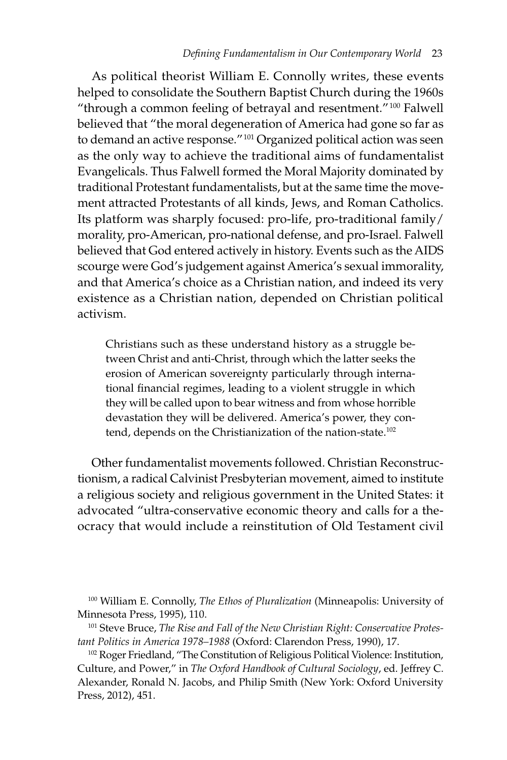As political theorist William E. Connolly writes, these events helped to consolidate the Southern Baptist Church during the 1960s "through a common feeling of betrayal and resentment."[100] Falwell believed that "the moral degeneration of America had gone so far as to demand an active response."[101] Organized political action was seen as the only way to achieve the traditional aims of fundamentalist Evangelicals. Thus Falwell formed the Moral Majority dominated by traditional Protestant fundamentalists, but at the same time the movement attracted Protestants of all kinds, Jews, and Roman Catholics. Its platform was sharply focused: pro-life, pro-traditional family/morality, pro-American, pro-national defense, and pro-Israel. Falwell believed that God entered actively in history. Events such as the AIDS scourge were God's judgement against America's sexual immorality, and that America's choice as a Christian nation, and indeed its very existence as a Christian nation, depended on Christian political activism.

> Christians such as these understand history as a struggle between Christ and anti-Christ, through which the latter seeks the erosion of American sovereignty particularly through international financial regimes, leading to a violent struggle in which they will be called upon to bear witness and from whose horrible devastation they will be delivered. America's power, they contend, depends on the Christianization of the nation-state.[102]

Other fundamentalist movements followed. Christian Reconstructionism, a radical Calvinist Presbyterian movement, aimed to institute a religious society and religious government in the United States: it advocated "ultra-conservative economic theory and calls for a theocracy that would include a reinstitution of Old Testament civil

---

[100] William E. Connolly, *The Ethos of Pluralization* (Minneapolis: University of Minnesota Press, 1995), 110.

[101] Steve Bruce, *The Rise and Fall of the New Christian Right: Conservative Protestant Politics in America 1978–1988* (Oxford: Clarendon Press, 1990), 17.

[102] Roger Friedland, "The Constitution of Religious Political Violence: Institution, Culture, and Power," in *The Oxford Handbook of Cultural Sociology*, ed. Jeffrey C. Alexander, Ronald N. Jacobs, and Philip Smith (New York: Oxford University Press, 2012), 451.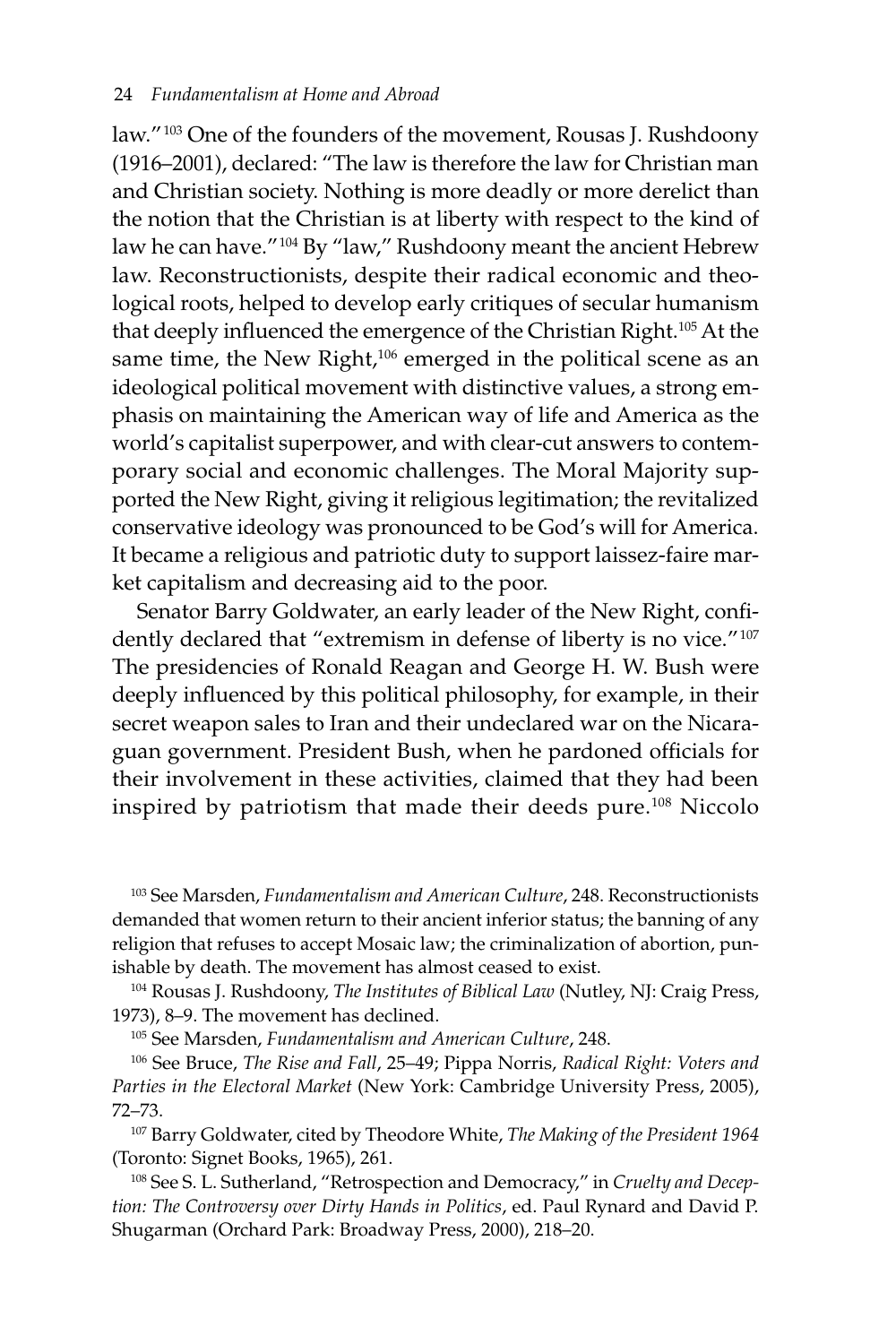law."[103] One of the founders of the movement, Rousas J. Rushdoony (1916–2001), declared: "The law is therefore the law for Christian man and Christian society. Nothing is more deadly or more derelict than the notion that the Christian is at liberty with respect to the kind of law he can have."[104] By "law," Rushdoony meant the ancient Hebrew law. Reconstructionists, despite their radical economic and theological roots, helped to develop early critiques of secular humanism that deeply influenced the emergence of the Christian Right.[105] At the same time, the New Right,[106] emerged in the political scene as an ideological political movement with distinctive values, a strong emphasis on maintaining the American way of life and America as the world's capitalist superpower, and with clear-cut answers to contemporary social and economic challenges. The Moral Majority supported the New Right, giving it religious legitimation; the revitalized conservative ideology was pronounced to be God's will for America. It became a religious and patriotic duty to support laissez-faire market capitalism and decreasing aid to the poor.

Senator Barry Goldwater, an early leader of the New Right, confidently declared that "extremism in defense of liberty is no vice."[107] The presidencies of Ronald Reagan and George H. W. Bush were deeply influenced by this political philosophy, for example, in their secret weapon sales to Iran and their undeclared war on the Nicaraguan government. President Bush, when he pardoned officials for their involvement in these activities, claimed that they had been inspired by patriotism that made their deeds pure.[108] Niccolo

[103] See Marsden, *Fundamentalism and American Culture*, 248. Reconstructionists demanded that women return to their ancient inferior status; the banning of any religion that refuses to accept Mosaic law; the criminalization of abortion, punishable by death. The movement has almost ceased to exist.

[104] Rousas J. Rushdoony, *The Institutes of Biblical Law* (Nutley, NJ: Craig Press, 1973), 8–9. The movement has declined.

[105] See Marsden, *Fundamentalism and American Culture*, 248.

[106] See Bruce, *The Rise and Fall*, 25–49; Pippa Norris, *Radical Right: Voters and Parties in the Electoral Market* (New York: Cambridge University Press, 2005), 72–73.

[107] Barry Goldwater, cited by Theodore White, *The Making of the President 1964* (Toronto: Signet Books, 1965), 261.

[108] See S. L. Sutherland, "Retrospection and Democracy," in *Cruelty and Deception: The Controversy over Dirty Hands in Politics*, ed. Paul Rynard and David P. Shugarman (Orchard Park: Broadway Press, 2000), 218–20.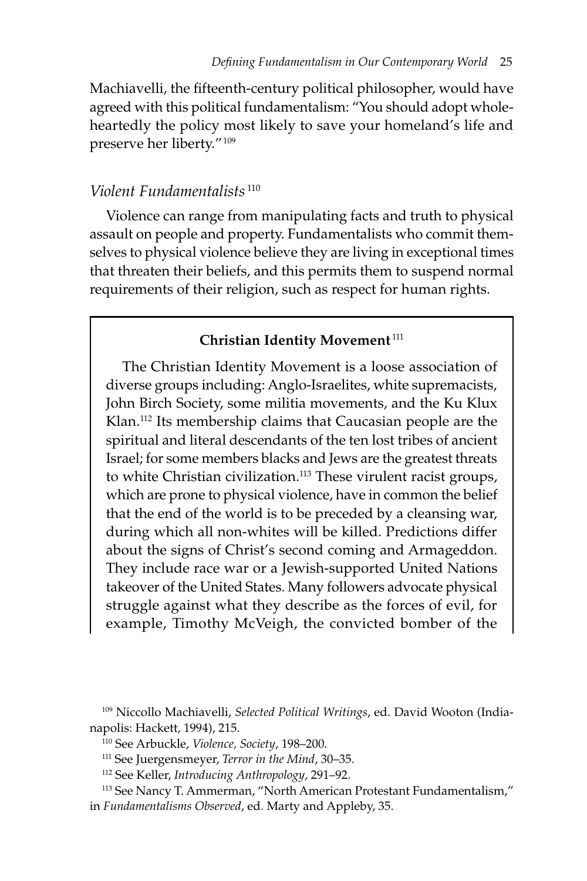Machiavelli, the fifteenth-century political philosopher, would have agreed with this political fundamentalism: "You should adopt wholeheartedly the policy most likely to save your homeland's life and preserve her liberty."[109]

### *Violent Fundamentalists*[110]

Violence can range from manipulating facts and truth to physical assault on people and property. Fundamentalists who commit themselves to physical violence believe they are living in exceptional times that threaten their beliefs, and this permits them to suspend normal requirements of their religion, such as respect for human rights.

> **Christian Identity Movement**[111]
>
> The Christian Identity Movement is a loose association of diverse groups including: Anglo-Israelites, white supremacists, John Birch Society, some militia movements, and the Ku Klux Klan.[112] Its membership claims that Caucasian people are the spiritual and literal descendants of the ten lost tribes of ancient Israel; for some members blacks and Jews are the greatest threats to white Christian civilization.[113] These virulent racist groups, which are prone to physical violence, have in common the belief that the end of the world is to be preceded by a cleansing war, during which all non-whites will be killed. Predictions differ about the signs of Christ's second coming and Armageddon. They include race war or a Jewish-supported United Nations takeover of the United States. Many followers advocate physical struggle against what they describe as the forces of evil, for example, Timothy McVeigh, the convicted bomber of the

[109] Niccollo Machiavelli, *Selected Political Writings*, ed. David Wooton (Indianapolis: Hackett, 1994), 215.

[110] See Arbuckle, *Violence, Society*, 198–200.

[111] See Juergensmeyer, *Terror in the Mind*, 30–35.

[112] See Keller, *Introducing Anthropology*, 291–92.

[113] See Nancy T. Ammerman, "North American Protestant Fundamentalism," in *Fundamentalisms Observed*, ed. Marty and Appleby, 35.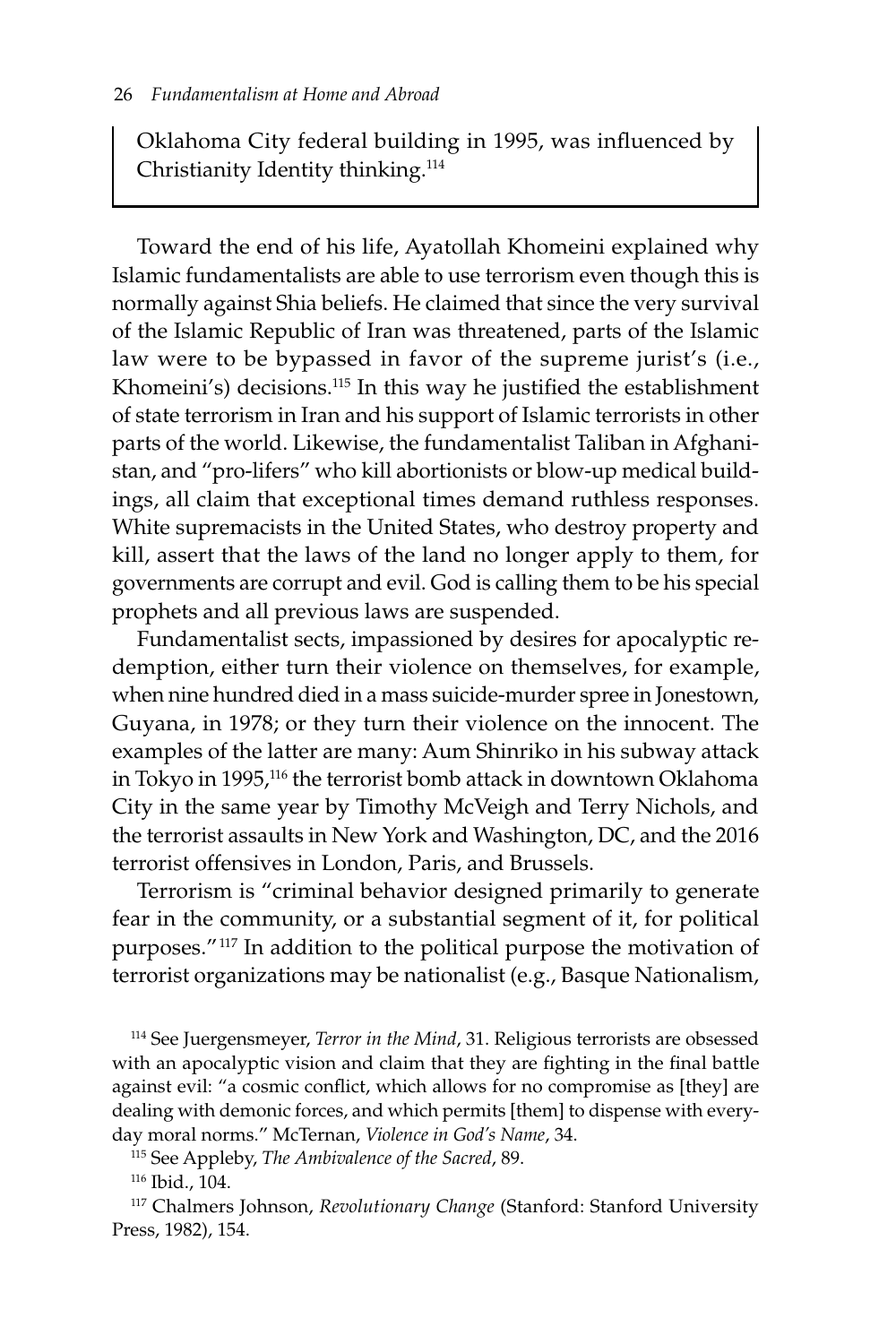Oklahoma City federal building in 1995, was influenced by Christianity Identity thinking.[114]

Toward the end of his life, Ayatollah Khomeini explained why Islamic fundamentalists are able to use terrorism even though this is normally against Shia beliefs. He claimed that since the very survival of the Islamic Republic of Iran was threatened, parts of the Islamic law were to be bypassed in favor of the supreme jurist's (i.e., Khomeini's) decisions.[115] In this way he justified the establishment of state terrorism in Iran and his support of Islamic terrorists in other parts of the world. Likewise, the fundamentalist Taliban in Afghanistan, and "pro-lifers" who kill abortionists or blow-up medical buildings, all claim that exceptional times demand ruthless responses. White supremacists in the United States, who destroy property and kill, assert that the laws of the land no longer apply to them, for governments are corrupt and evil. God is calling them to be his special prophets and all previous laws are suspended.

Fundamentalist sects, impassioned by desires for apocalyptic redemption, either turn their violence on themselves, for example, when nine hundred died in a mass suicide-murder spree in Jonestown, Guyana, in 1978; or they turn their violence on the innocent. The examples of the latter are many: Aum Shinriko in his subway attack in Tokyo in 1995,[116] the terrorist bomb attack in downtown Oklahoma City in the same year by Timothy McVeigh and Terry Nichols, and the terrorist assaults in New York and Washington, DC, and the 2016 terrorist offensives in London, Paris, and Brussels.

Terrorism is "criminal behavior designed primarily to generate fear in the community, or a substantial segment of it, for political purposes."[117] In addition to the political purpose the motivation of terrorist organizations may be nationalist (e.g., Basque Nationalism,

---

[114] See Juergensmeyer, *Terror in the Mind*, 31. Religious terrorists are obsessed with an apocalyptic vision and claim that they are fighting in the final battle against evil: "a cosmic conflict, which allows for no compromise as [they] are dealing with demonic forces, and which permits [them] to dispense with everyday moral norms." McTernan, *Violence in God's Name*, 34.

[115] See Appleby, *The Ambivalence of the Sacred*, 89.

[116] Ibid., 104.

[117] Chalmers Johnson, *Revolutionary Change* (Stanford: Stanford University Press, 1982), 154.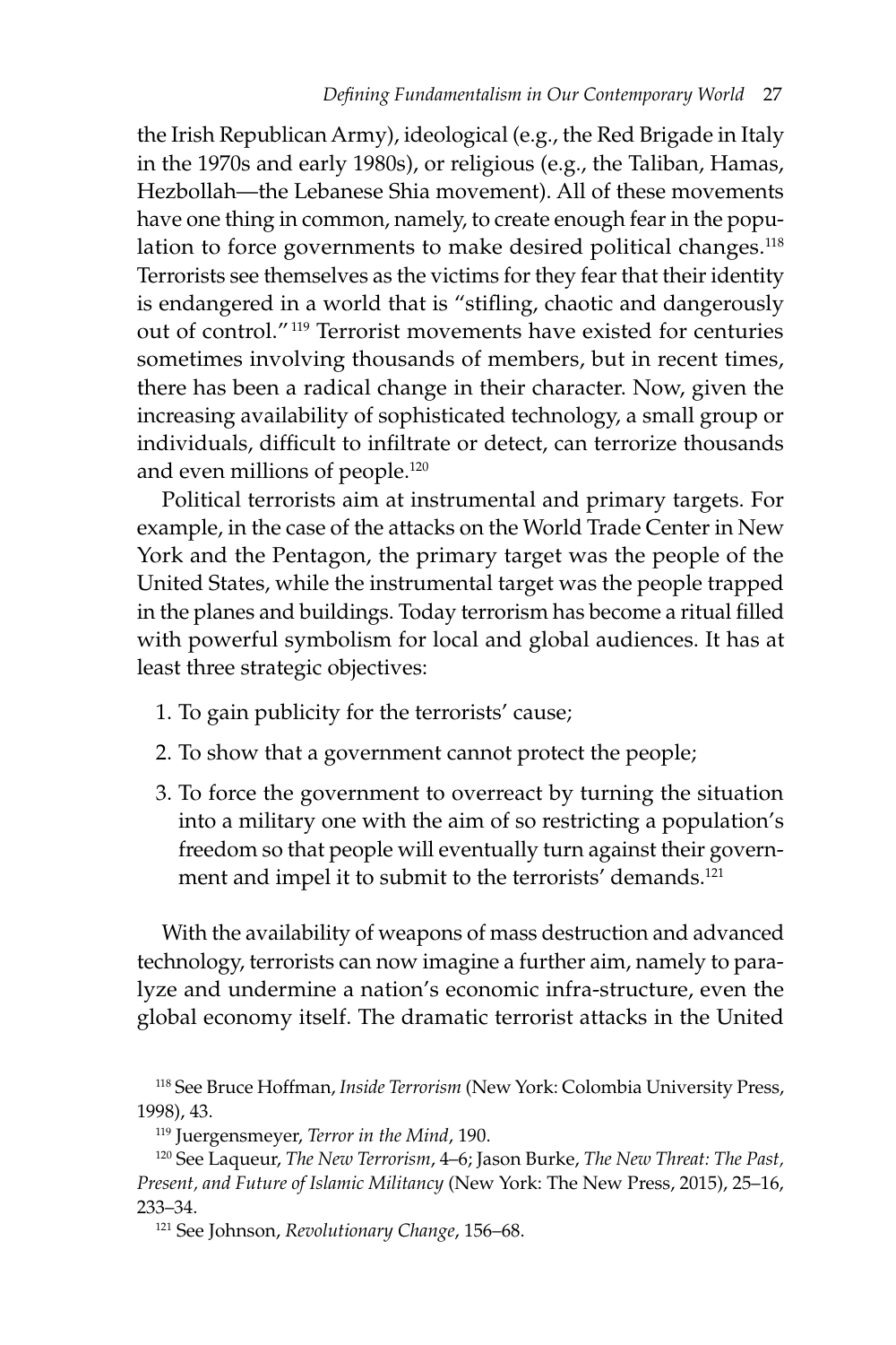the Irish Republican Army), ideological (e.g., the Red Brigade in Italy in the 1970s and early 1980s), or religious (e.g., the Taliban, Hamas, Hezbollah—the Lebanese Shia movement). All of these movements have one thing in common, namely, to create enough fear in the population to force governments to make desired political changes.[118] Terrorists see themselves as the victims for they fear that their identity is endangered in a world that is "stifling, chaotic and dangerously out of control."[119] Terrorist movements have existed for centuries sometimes involving thousands of members, but in recent times, there has been a radical change in their character. Now, given the increasing availability of sophisticated technology, a small group or individuals, difficult to infiltrate or detect, can terrorize thousands and even millions of people.[120]

Political terrorists aim at instrumental and primary targets. For example, in the case of the attacks on the World Trade Center in New York and the Pentagon, the primary target was the people of the United States, while the instrumental target was the people trapped in the planes and buildings. Today terrorism has become a ritual filled with powerful symbolism for local and global audiences. It has at least three strategic objectives:

1. To gain publicity for the terrorists' cause;
2. To show that a government cannot protect the people;
3. To force the government to overreact by turning the situation into a military one with the aim of so restricting a population's freedom so that people will eventually turn against their government and impel it to submit to the terrorists' demands.[121]

With the availability of weapons of mass destruction and advanced technology, terrorists can now imagine a further aim, namely to paralyze and undermine a nation's economic infra-structure, even the global economy itself. The dramatic terrorist attacks in the United

[118] See Bruce Hoffman, *Inside Terrorism* (New York: Colombia University Press, 1998), 43.

[119] Juergensmeyer, *Terror in the Mind*, 190.

[120] See Laqueur, *The New Terrorism*, 4–6; Jason Burke, *The New Threat: The Past, Present, and Future of Islamic Militancy* (New York: The New Press, 2015), 25–16, 233–34.

[121] See Johnson, *Revolutionary Change*, 156–68.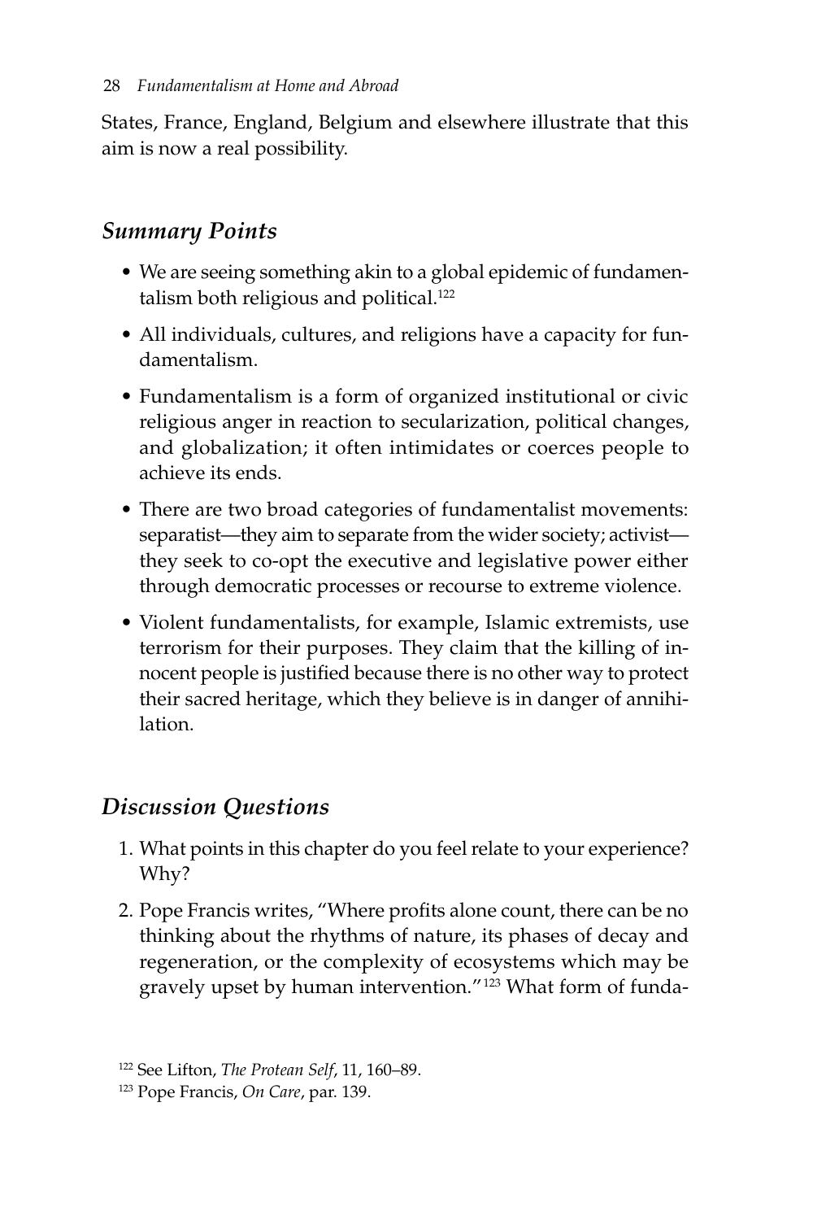States, France, England, Belgium and elsewhere illustrate that this aim is now a real possibility.

## *Summary Points*

- We are seeing something akin to a global epidemic of fundamentalism both religious and political.[122]
- All individuals, cultures, and religions have a capacity for fundamentalism.
- Fundamentalism is a form of organized institutional or civic religious anger in reaction to secularization, political changes, and globalization; it often intimidates or coerces people to achieve its ends.
- There are two broad categories of fundamentalist movements: separatist—they aim to separate from the wider society; activist—they seek to co-opt the executive and legislative power either through democratic processes or recourse to extreme violence.
- Violent fundamentalists, for example, Islamic extremists, use terrorism for their purposes. They claim that the killing of innocent people is justified because there is no other way to protect their sacred heritage, which they believe is in danger of annihilation.

## *Discussion Questions*

1. What points in this chapter do you feel relate to your experience? Why?
2. Pope Francis writes, "Where profits alone count, there can be no thinking about the rhythms of nature, its phases of decay and regeneration, or the complexity of ecosystems which may be gravely upset by human intervention."[123] What form of funda-

[122] See Lifton, *The Protean Self*, 11, 160–89.

[123] Pope Francis, *On Care*, par. 139.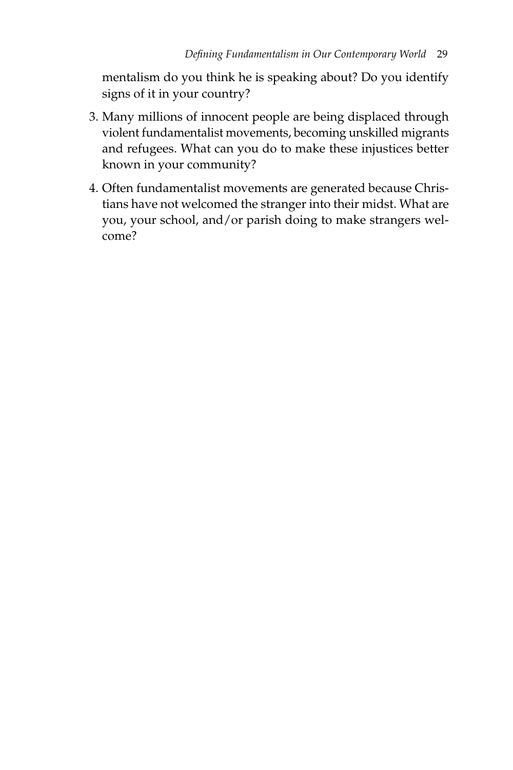mentalism do you think he is speaking about? Do you identify signs of it in your country?

3. Many millions of innocent people are being displaced through violent fundamentalist movements, becoming unskilled migrants and refugees. What can you do to make these injustices better known in your community?

4. Often fundamentalist movements are generated because Christians have not welcomed the stranger into their midst. What are you, your school, and/or parish doing to make strangers welcome?